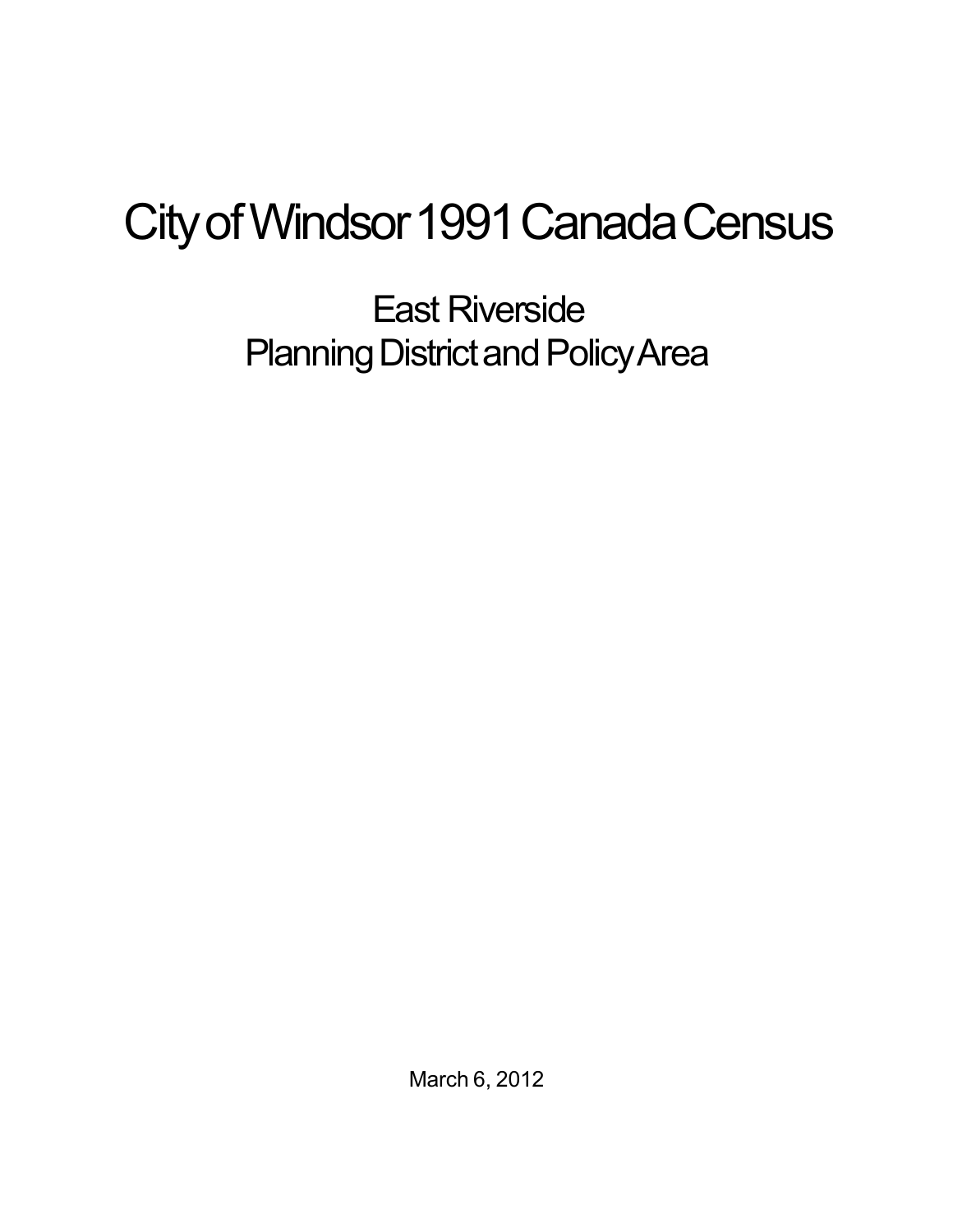# City of Windsor 1991 Canada Census

## East Riverside Planning District and Policy Area

March 6, 2012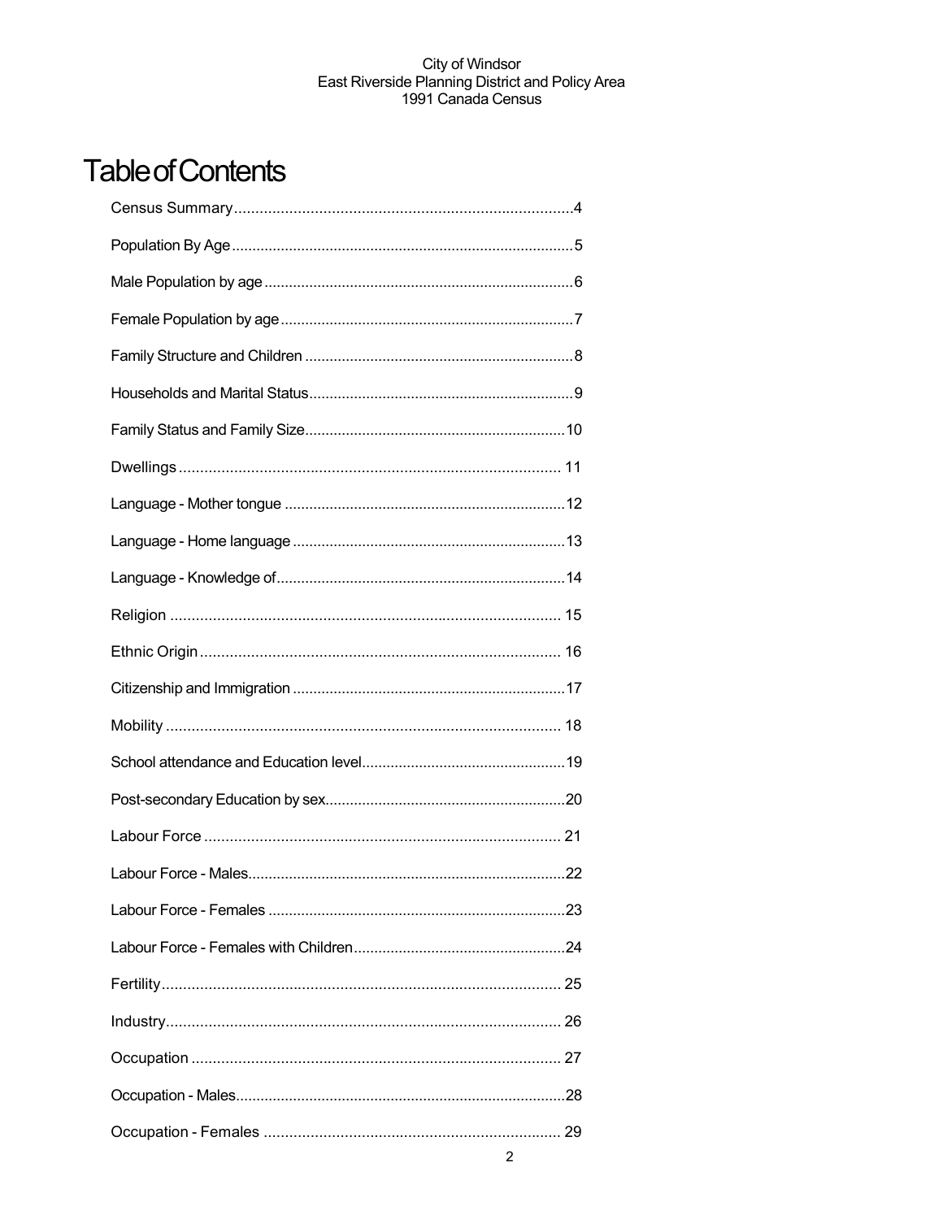# Table of Contents

Census Summary....................................................................................4

Population By Age..................................................................................5

Male Population by age..........................................................................6

Female Population by age......................................................................7

Family Structure and Children................................................................8

Households and Marital Status...............................................................9

Family Status and Family Size...............................................................10

Dwellings..............................................................................................11

Language - Mother tongue....................................................................12

Language - Home language..................................................................13

Language - Knowledge of......................................................................14

Religion................................................................................................15

Ethnic Origin........................................................................................16

Citizenship and Immigration.................................................................17

Mobility................................................................................................18

School attendance and Education level.................................................19

Post-secondary Education by sex..........................................................20

Labour Force........................................................................................21

Labour Force - Males............................................................................22

Labour Force - Females........................................................................23

Labour Force - Females with Children...................................................24

Fertility.................................................................................................25

Industry...............................................................................................26

Occupation...........................................................................................27

Occupation - Males...............................................................................28

Occupation - Females...........................................................................29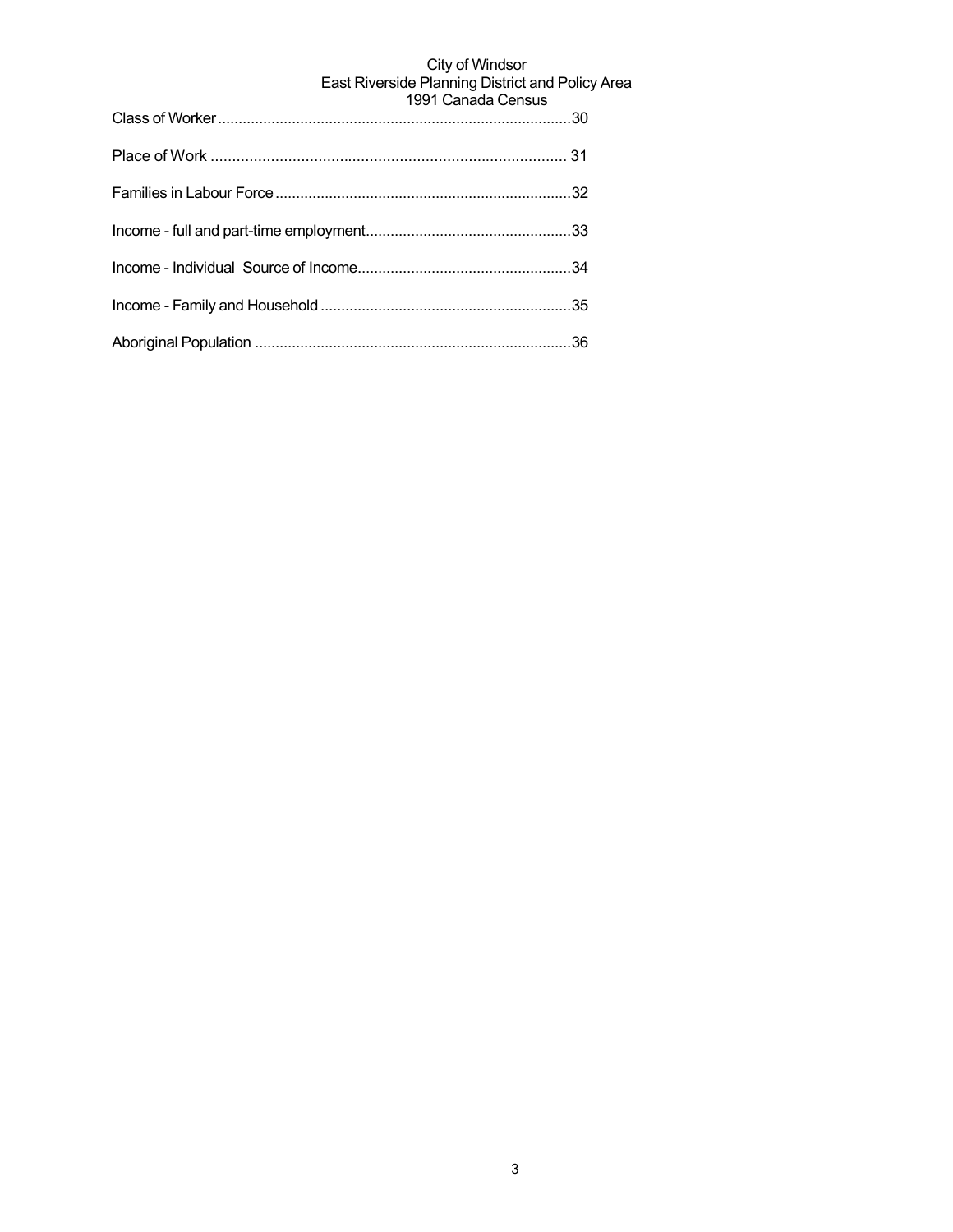Class of Worker ........................................................................................ 30

Place of Work ........................................................................................ 31

Families in Labour Force ........................................................................ 32

Income - full and part-time employment .................................................. 33

Income - Individual Source of Income ..................................................... 34

Income - Family and Household ............................................................. 35

Aboriginal Population ............................................................................. 36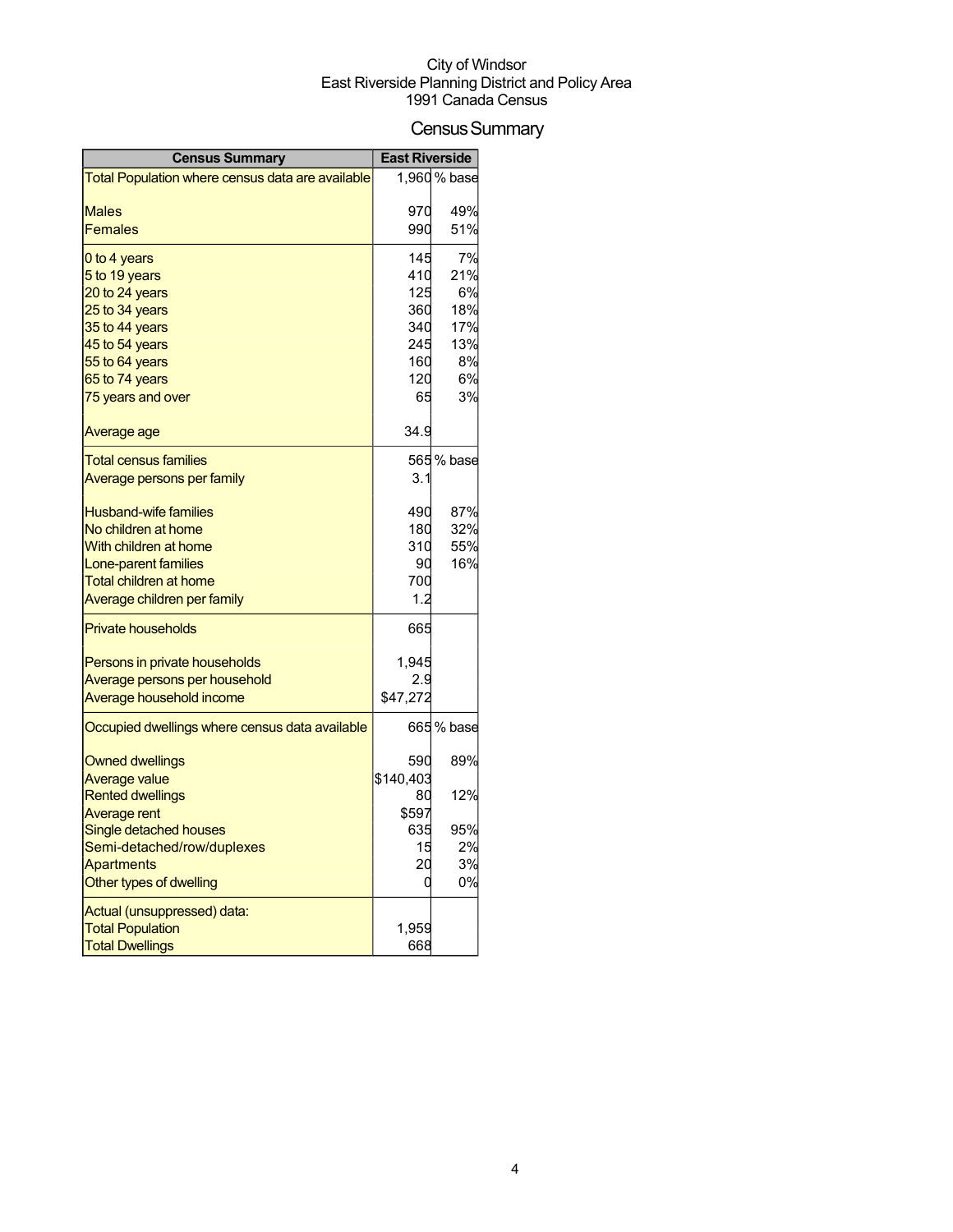City of Windsor
East Riverside Planning District and Policy Area
1991 Canada Census

# Census Summary

| Census Summary | East Riverside | |
|---|---|---|
| Total Population where census data are available | 1,960 | % base |
| Males | 970 | 49% |
| Females | 990 | 51% |
| 0 to 4 years | 145 | 7% |
| 5 to 19 years | 410 | 21% |
| 20 to 24 years | 125 | 6% |
| 25 to 34 years | 360 | 18% |
| 35 to 44 years | 340 | 17% |
| 45 to 54 years | 245 | 13% |
| 55 to 64 years | 160 | 8% |
| 65 to 74 years | 120 | 6% |
| 75 years and over | 65 | 3% |
| Average age | 34.9 | |
| Total census families | 565 | % base |
| Average persons per family | 3.1 | |
| Husband-wife families | 490 | 87% |
| No children at home | 180 | 32% |
| With children at home | 310 | 55% |
| Lone-parent families | 90 | 16% |
| Total children at home | 700 | |
| Average children per family | 1.2 | |
| Private households | 665 | |
| Persons in private households | 1,945 | |
| Average persons per household | 2.9 | |
| Average household income | $47,272 | |
| Occupied dwellings where census data available | 665 | % base |
| Owned dwellings | 590 | 89% |
| Average value | $140,403 | |
| Rented dwellings | 80 | 12% |
| Average rent | $597 | |
| Single detached houses | 635 | 95% |
| Semi-detached/row/duplexes | 15 | 2% |
| Apartments | 20 | 3% |
| Other types of dwelling | 0 | 0% |
| Actual (unsuppressed) data: | | |
| Total Population | 1,959 | |
| Total Dwellings | 668 | |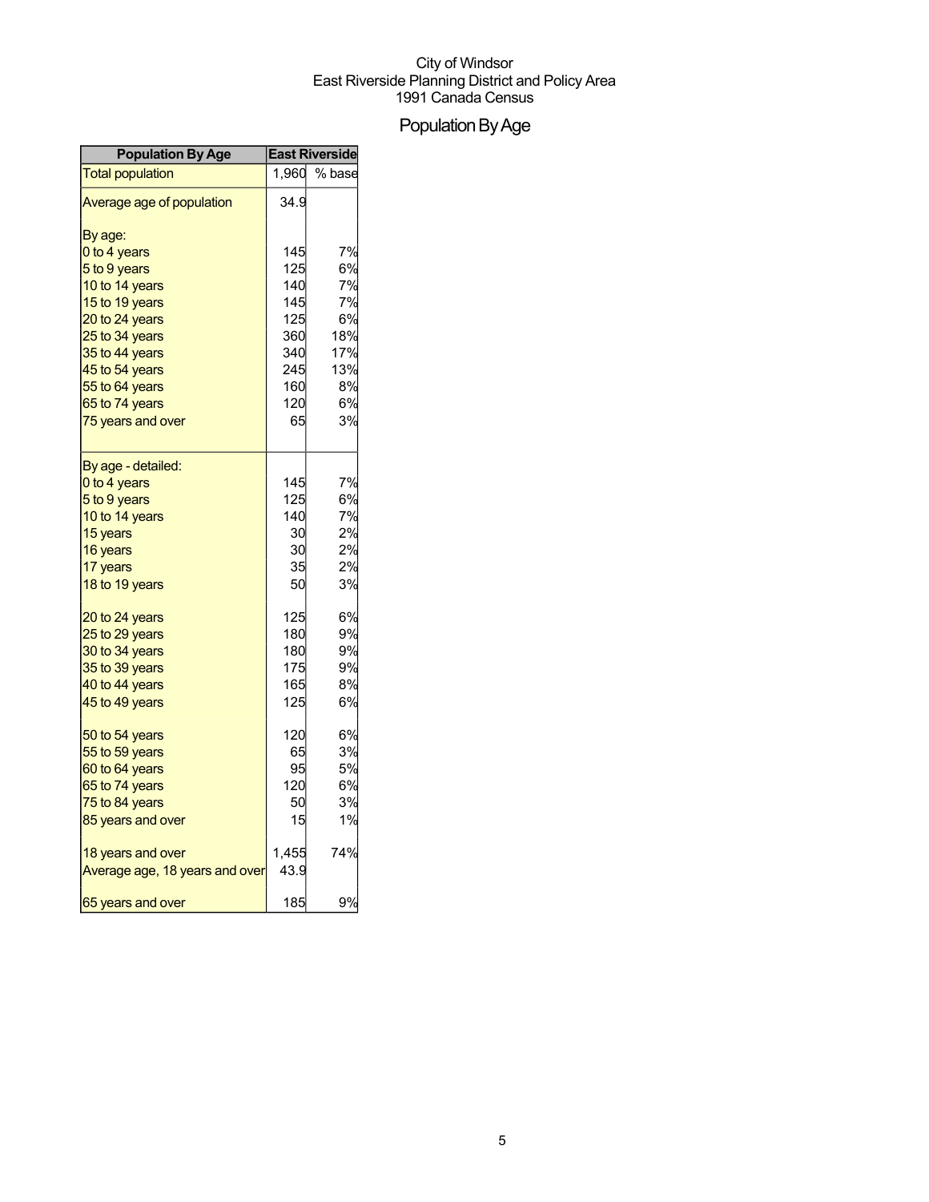City of Windsor
East Riverside Planning District and Policy Area
1991 Canada Census

# Population By Age

| Population By Age | East Riverside | |
|---|---|---|
| Total population | 1,960 | % base |
| Average age of population | 34.9 | |
| By age: | | |
| 0 to 4 years | 145 | 7% |
| 5 to 9 years | 125 | 6% |
| 10 to 14 years | 140 | 7% |
| 15 to 19 years | 145 | 7% |
| 20 to 24 years | 125 | 6% |
| 25 to 34 years | 360 | 18% |
| 35 to 44 years | 340 | 17% |
| 45 to 54 years | 245 | 13% |
| 55 to 64 years | 160 | 8% |
| 65 to 74 years | 120 | 6% |
| 75 years and over | 65 | 3% |
| By age - detailed: | | |
| 0 to 4 years | 145 | 7% |
| 5 to 9 years | 125 | 6% |
| 10 to 14 years | 140 | 7% |
| 15 years | 30 | 2% |
| 16 years | 30 | 2% |
| 17 years | 35 | 2% |
| 18 to 19 years | 50 | 3% |
| 20 to 24 years | 125 | 6% |
| 25 to 29 years | 180 | 9% |
| 30 to 34 years | 180 | 9% |
| 35 to 39 years | 175 | 9% |
| 40 to 44 years | 165 | 8% |
| 45 to 49 years | 125 | 6% |
| 50 to 54 years | 120 | 6% |
| 55 to 59 years | 65 | 3% |
| 60 to 64 years | 95 | 5% |
| 65 to 74 years | 120 | 6% |
| 75 to 84 years | 50 | 3% |
| 85 years and over | 15 | 1% |
| 18 years and over | 1,455 | 74% |
| Average age, 18 years and over | 43.9 | |
| 65 years and over | 185 | 9% |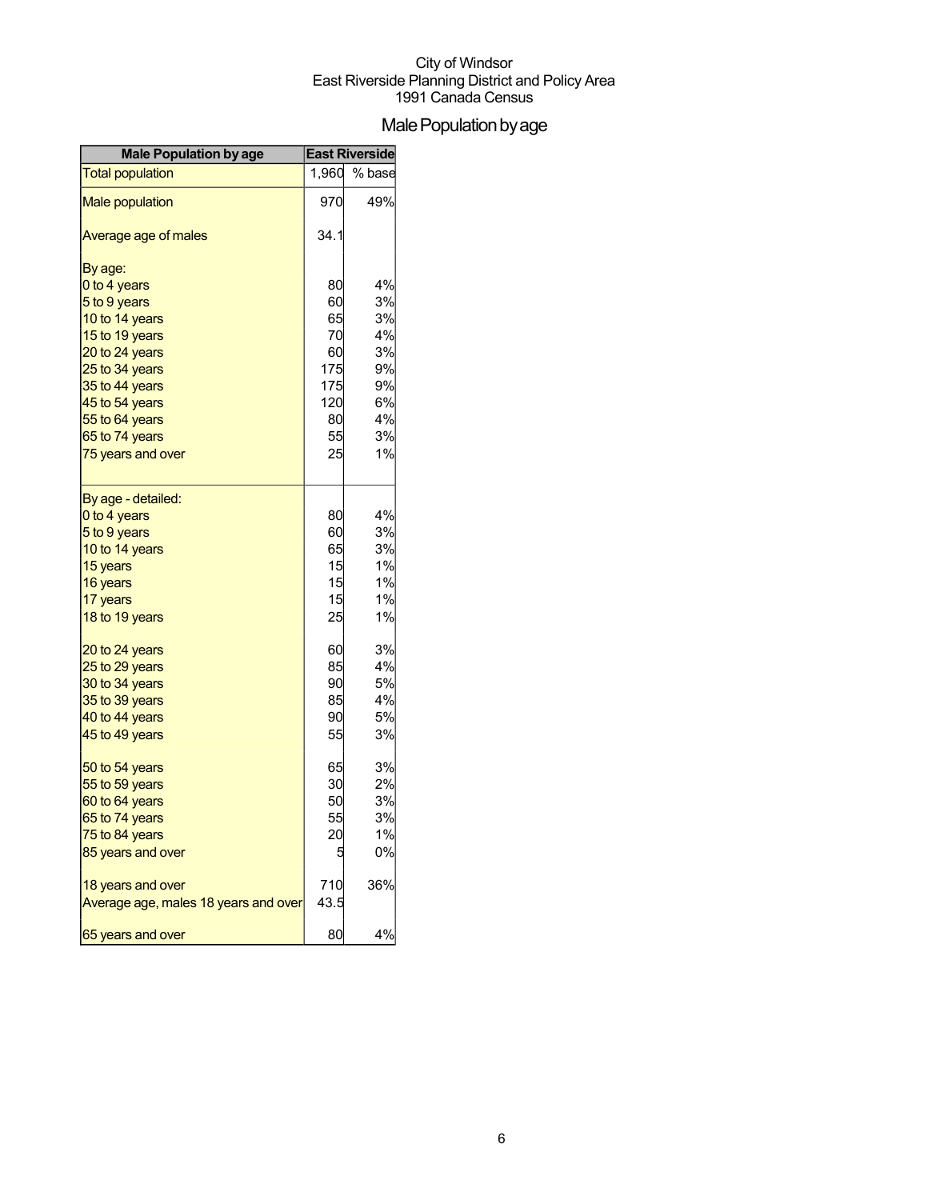City of Windsor
East Riverside Planning District and Policy Area
1991 Canada Census

# Male Population by age

| Male Population by age | East Riverside | |
|---|---|---|
| Total population | 1,960 | % base |
| Male population | 970 | 49% |
| Average age of males | 34.1 | |
| By age: | | |
| 0 to 4 years | 80 | 4% |
| 5 to 9 years | 60 | 3% |
| 10 to 14 years | 65 | 3% |
| 15 to 19 years | 70 | 4% |
| 20 to 24 years | 60 | 3% |
| 25 to 34 years | 175 | 9% |
| 35 to 44 years | 175 | 9% |
| 45 to 54 years | 120 | 6% |
| 55 to 64 years | 80 | 4% |
| 65 to 74 years | 55 | 3% |
| 75 years and over | 25 | 1% |
| By age - detailed: | | |
| 0 to 4 years | 80 | 4% |
| 5 to 9 years | 60 | 3% |
| 10 to 14 years | 65 | 3% |
| 15 years | 15 | 1% |
| 16 years | 15 | 1% |
| 17 years | 15 | 1% |
| 18 to 19 years | 25 | 1% |
| 20 to 24 years | 60 | 3% |
| 25 to 29 years | 85 | 4% |
| 30 to 34 years | 90 | 5% |
| 35 to 39 years | 85 | 4% |
| 40 to 44 years | 90 | 5% |
| 45 to 49 years | 55 | 3% |
| 50 to 54 years | 65 | 3% |
| 55 to 59 years | 30 | 2% |
| 60 to 64 years | 50 | 3% |
| 65 to 74 years | 55 | 3% |
| 75 to 84 years | 20 | 1% |
| 85 years and over | 5 | 0% |
| 18 years and over | 710 | 36% |
| Average age, males 18 years and over | 43.5 | |
| 65 years and over | 80 | 4% |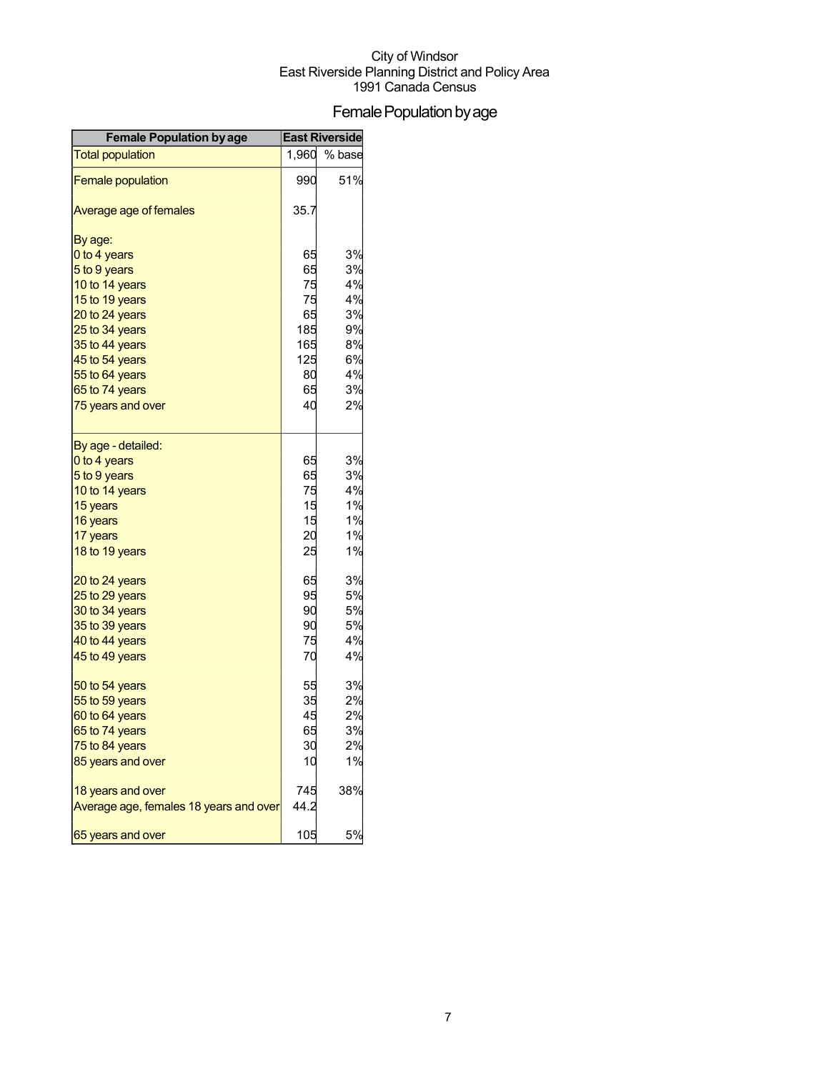City of Windsor
East Riverside Planning District and Policy Area
1991 Canada Census

# Female Population by age

| Female Population by age | East Riverside | |
|---|---|---|
| Total population | 1,960 | % base |
| Female population | 990 | 51% |
| Average age of females | 35.7 | |
| By age: | | |
| 0 to 4 years | 65 | 3% |
| 5 to 9 years | 65 | 3% |
| 10 to 14 years | 75 | 4% |
| 15 to 19 years | 75 | 4% |
| 20 to 24 years | 65 | 3% |
| 25 to 34 years | 185 | 9% |
| 35 to 44 years | 165 | 8% |
| 45 to 54 years | 125 | 6% |
| 55 to 64 years | 80 | 4% |
| 65 to 74 years | 65 | 3% |
| 75 years and over | 40 | 2% |
| By age - detailed: | | |
| 0 to 4 years | 65 | 3% |
| 5 to 9 years | 65 | 3% |
| 10 to 14 years | 75 | 4% |
| 15 years | 15 | 1% |
| 16 years | 15 | 1% |
| 17 years | 20 | 1% |
| 18 to 19 years | 25 | 1% |
| 20 to 24 years | 65 | 3% |
| 25 to 29 years | 95 | 5% |
| 30 to 34 years | 90 | 5% |
| 35 to 39 years | 90 | 5% |
| 40 to 44 years | 75 | 4% |
| 45 to 49 years | 70 | 4% |
| 50 to 54 years | 55 | 3% |
| 55 to 59 years | 35 | 2% |
| 60 to 64 years | 45 | 2% |
| 65 to 74 years | 65 | 3% |
| 75 to 84 years | 30 | 2% |
| 85 years and over | 10 | 1% |
| 18 years and over | 745 | 38% |
| Average age, females 18 years and over | 44.2 | |
| 65 years and over | 105 | 5% |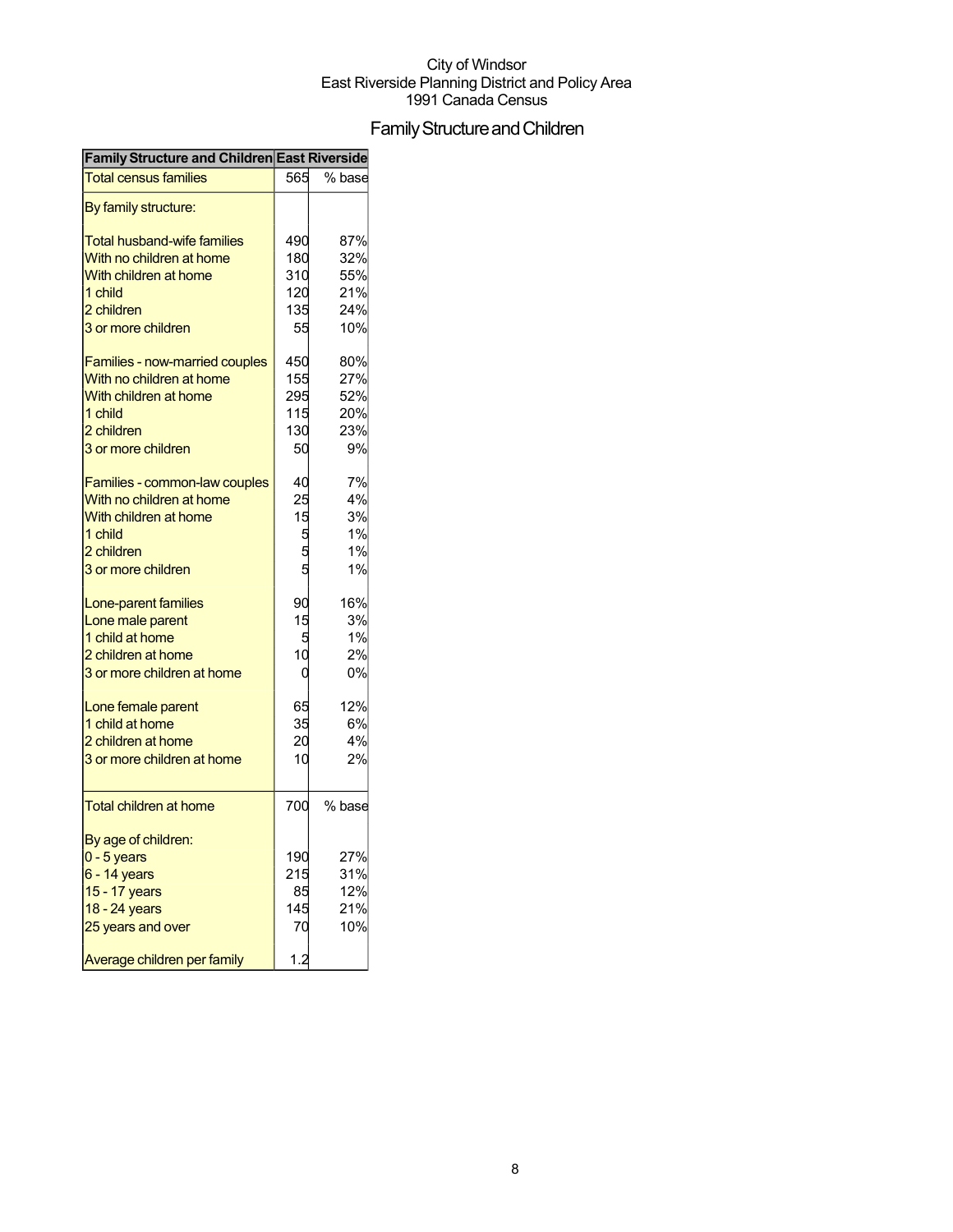City of Windsor
East Riverside Planning District and Policy Area
1991 Canada Census

# Family Structure and Children

| Family Structure and Children | East Riverside | |
|---|---|---|
| Total census families | 565 | % base |
| By family structure: | | |
| Total husband-wife families | 490 | 87% |
| With no children at home | 180 | 32% |
| With children at home | 310 | 55% |
| 1 child | 120 | 21% |
| 2 children | 135 | 24% |
| 3 or more children | 55 | 10% |
| Families - now-married couples | 450 | 80% |
| With no children at home | 155 | 27% |
| With children at home | 295 | 52% |
| 1 child | 115 | 20% |
| 2 children | 130 | 23% |
| 3 or more children | 50 | 9% |
| Families - common-law couples | 40 | 7% |
| With no children at home | 25 | 4% |
| With children at home | 15 | 3% |
| 1 child | 5 | 1% |
| 2 children | 5 | 1% |
| 3 or more children | 5 | 1% |
| Lone-parent families | 90 | 16% |
| Lone male parent | 15 | 3% |
| 1 child at home | 5 | 1% |
| 2 children at home | 10 | 2% |
| 3 or more children at home | 0 | 0% |
| Lone female parent | 65 | 12% |
| 1 child at home | 35 | 6% |
| 2 children at home | 20 | 4% |
| 3 or more children at home | 10 | 2% |
| Total children at home | 700 | % base |
| By age of children: | | |
| 0 - 5 years | 190 | 27% |
| 6 - 14 years | 215 | 31% |
| 15 - 17 years | 85 | 12% |
| 18 - 24 years | 145 | 21% |
| 25 years and over | 70 | 10% |
| Average children per family | 1.2 | |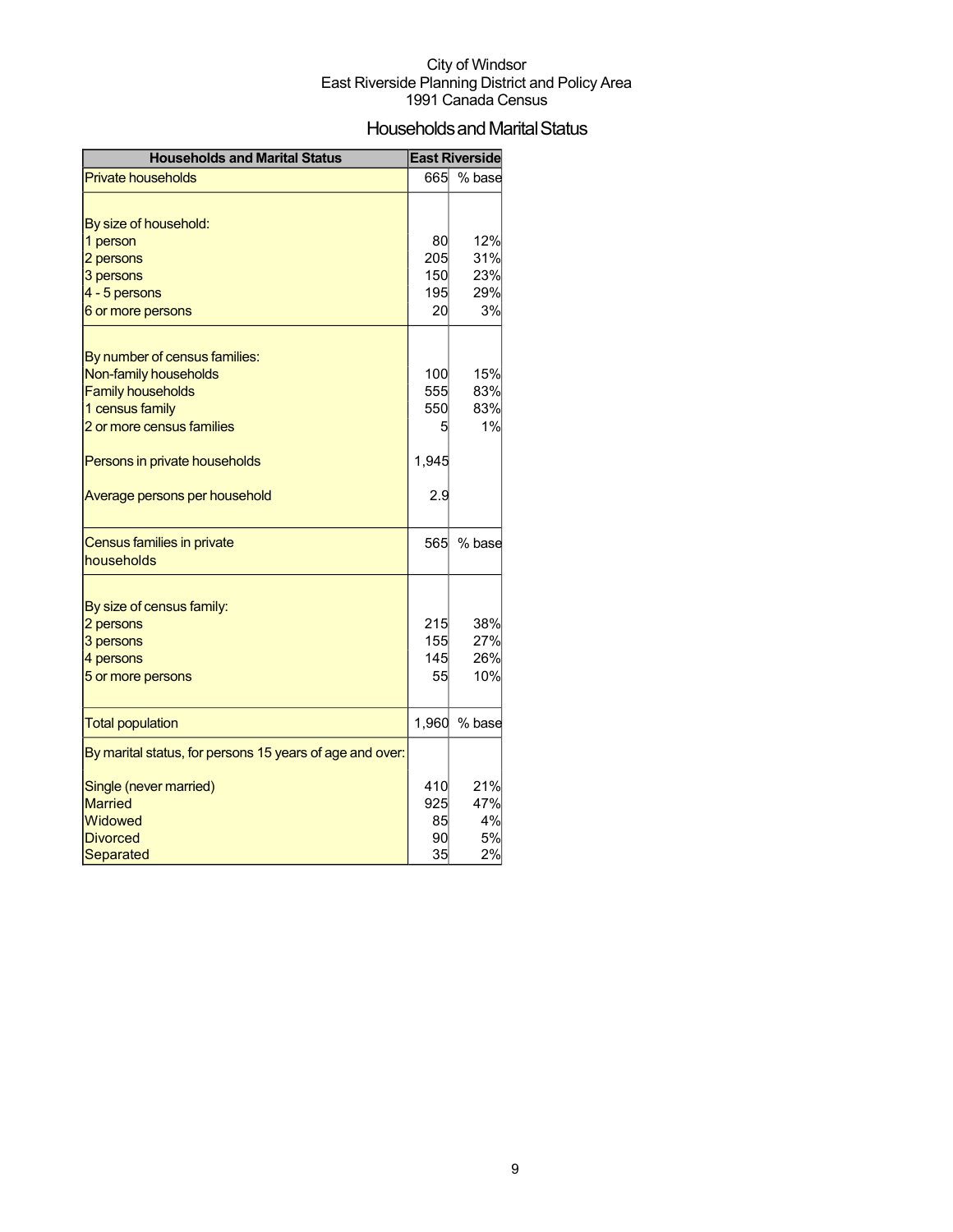City of Windsor
East Riverside Planning District and Policy Area
1991 Canada Census

# Households and Marital Status

| Households and Marital Status | East Riverside | |
|---|---|---|
| Private households | 665 | % base |
| | | |
| By size of household: | | |
| 1 person | 80 | 12% |
| 2 persons | 205 | 31% |
| 3 persons | 150 | 23% |
| 4 - 5 persons | 195 | 29% |
| 6 or more persons | 20 | 3% |
| | | |
| By number of census families: | | |
| Non-family households | 100 | 15% |
| Family households | 555 | 83% |
| 1 census family | 550 | 83% |
| 2 or more census families | 5 | 1% |
| Persons in private households | 1,945 | |
| Average persons per household | 2.9 | |
| Census families in private households | 565 | % base |
| | | |
| By size of census family: | | |
| 2 persons | 215 | 38% |
| 3 persons | 155 | 27% |
| 4 persons | 145 | 26% |
| 5 or more persons | 55 | 10% |
| Total population | 1,960 | % base |
| By marital status, for persons 15 years of age and over: | | |
| Single (never married) | 410 | 21% |
| Married | 925 | 47% |
| Widowed | 85 | 4% |
| Divorced | 90 | 5% |
| Separated | 35 | 2% |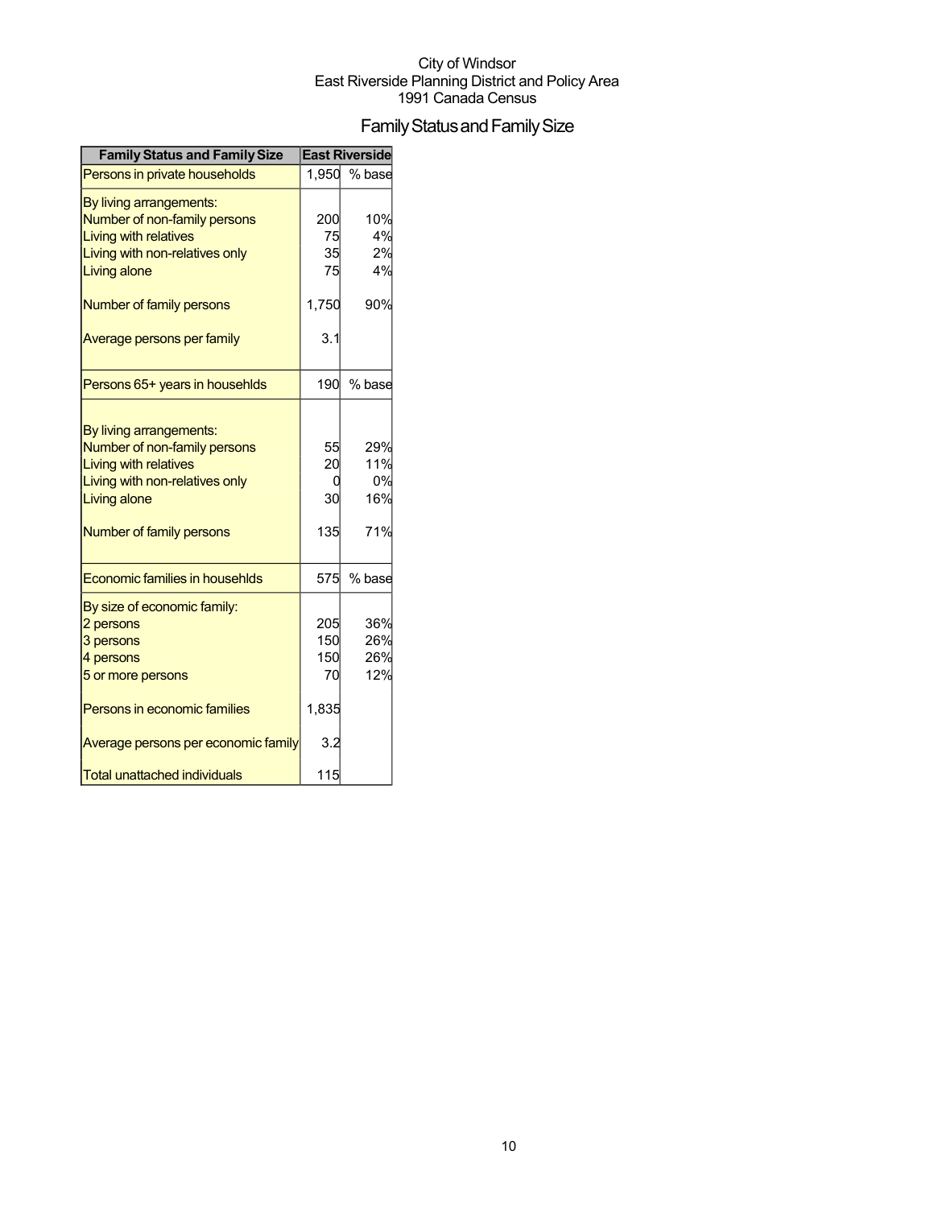City of Windsor
East Riverside Planning District and Policy Area
1991 Canada Census

# Family Status and Family Size

| Family Status and Family Size | East Riverside | |
|---|---|---|
| Persons in private households | 1,950 | % base |
| By living arrangements: | | |
| Number of non-family persons | 200 | 10% |
| Living with relatives | 75 | 4% |
| Living with non-relatives only | 35 | 2% |
| Living alone | 75 | 4% |
| Number of family persons | 1,750 | 90% |
| Average persons per family | 3.1 | |
| Persons 65+ years in househlds | 190 | % base |
| By living arrangements: | | |
| Number of non-family persons | 55 | 29% |
| Living with relatives | 20 | 11% |
| Living with non-relatives only | 0 | 0% |
| Living alone | 30 | 16% |
| Number of family persons | 135 | 71% |
| Economic families in househlds | 575 | % base |
| By size of economic family: | | |
| 2 persons | 205 | 36% |
| 3 persons | 150 | 26% |
| 4 persons | 150 | 26% |
| 5 or more persons | 70 | 12% |
| Persons in economic families | 1,835 | |
| Average persons per economic family | 3.2 | |
| Total unattached individuals | 115 | |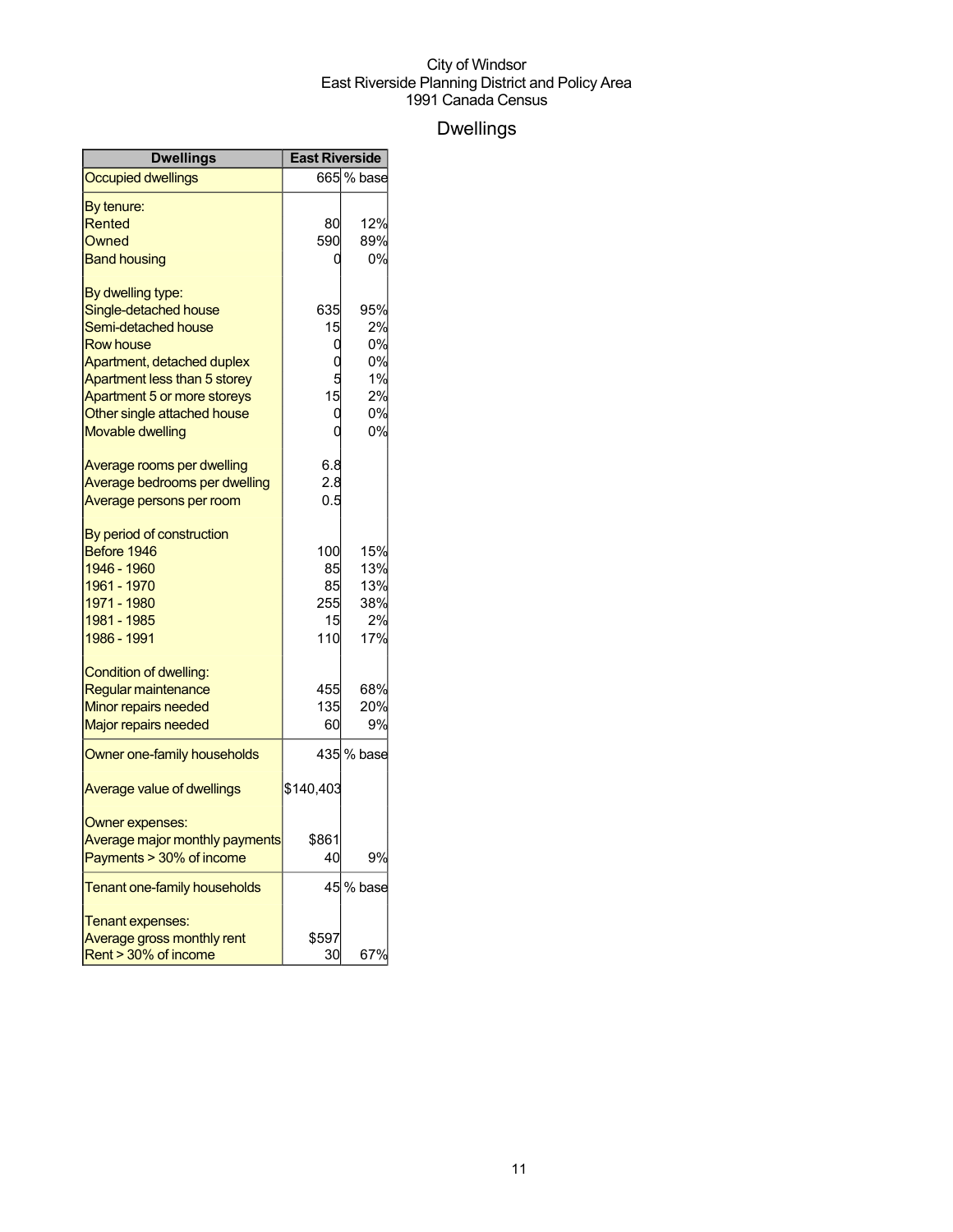City of Windsor
East Riverside Planning District and Policy Area
1991 Canada Census

# Dwellings

| Dwellings | East Riverside | |
|---|---|---|
| Occupied dwellings | 665 | % base |
| By tenure: | | |
| Rented | 80 | 12% |
| Owned | 590 | 89% |
| Band housing | 0 | 0% |
| By dwelling type: | | |
| Single-detached house | 635 | 95% |
| Semi-detached house | 15 | 2% |
| Row house | 0 | 0% |
| Apartment, detached duplex | 0 | 0% |
| Apartment less than 5 storey | 5 | 1% |
| Apartment 5 or more storeys | 15 | 2% |
| Other single attached house | 0 | 0% |
| Movable dwelling | 0 | 0% |
| Average rooms per dwelling | 6.8 | |
| Average bedrooms per dwelling | 2.8 | |
| Average persons per room | 0.5 | |
| By period of construction | | |
| Before 1946 | 100 | 15% |
| 1946 - 1960 | 85 | 13% |
| 1961 - 1970 | 85 | 13% |
| 1971 - 1980 | 255 | 38% |
| 1981 - 1985 | 15 | 2% |
| 1986 - 1991 | 110 | 17% |
| Condition of dwelling: | | |
| Regular maintenance | 455 | 68% |
| Minor repairs needed | 135 | 20% |
| Major repairs needed | 60 | 9% |
| Owner one-family households | 435 | % base |
| Average value of dwellings | $140,403 | |
| Owner expenses: | | |
| Average major monthly payments | $861 | |
| Payments > 30% of income | 40 | 9% |
| Tenant one-family households | 45 | % base |
| Tenant expenses: | | |
| Average gross monthly rent | $597 | |
| Rent > 30% of income | 30 | 67% |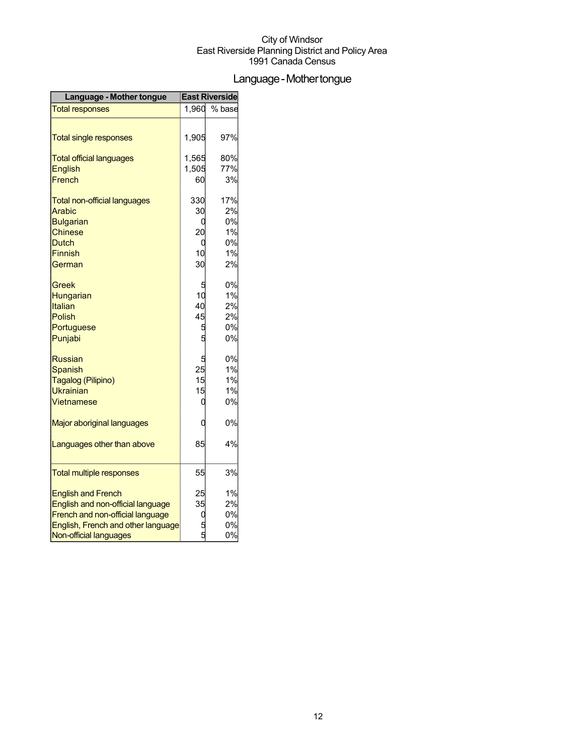City of Windsor
East Riverside Planning District and Policy Area
1991 Canada Census

# Language - Mother tongue

| Language - Mother tongue | East Riverside | |
|---|---|---|
| Total responses | 1,960 | % base |
| Total single responses | 1,905 | 97% |
| Total official languages | 1,565 | 80% |
| English | 1,505 | 77% |
| French | 60 | 3% |
| Total non-official languages | 330 | 17% |
| Arabic | 30 | 2% |
| Bulgarian | 0 | 0% |
| Chinese | 20 | 1% |
| Dutch | 0 | 0% |
| Finnish | 10 | 1% |
| German | 30 | 2% |
| Greek | 5 | 0% |
| Hungarian | 10 | 1% |
| Italian | 40 | 2% |
| Polish | 45 | 2% |
| Portuguese | 5 | 0% |
| Punjabi | 5 | 0% |
| Russian | 5 | 0% |
| Spanish | 25 | 1% |
| Tagalog (Pilipino) | 15 | 1% |
| Ukrainian | 15 | 1% |
| Vietnamese | 0 | 0% |
| Major aboriginal languages | 0 | 0% |
| Languages other than above | 85 | 4% |
| Total multiple responses | 55 | 3% |
| English and French | 25 | 1% |
| English and non-official language | 35 | 2% |
| French and non-official language | 0 | 0% |
| English, French and other language | 5 | 0% |
| Non-official languages | 5 | 0% |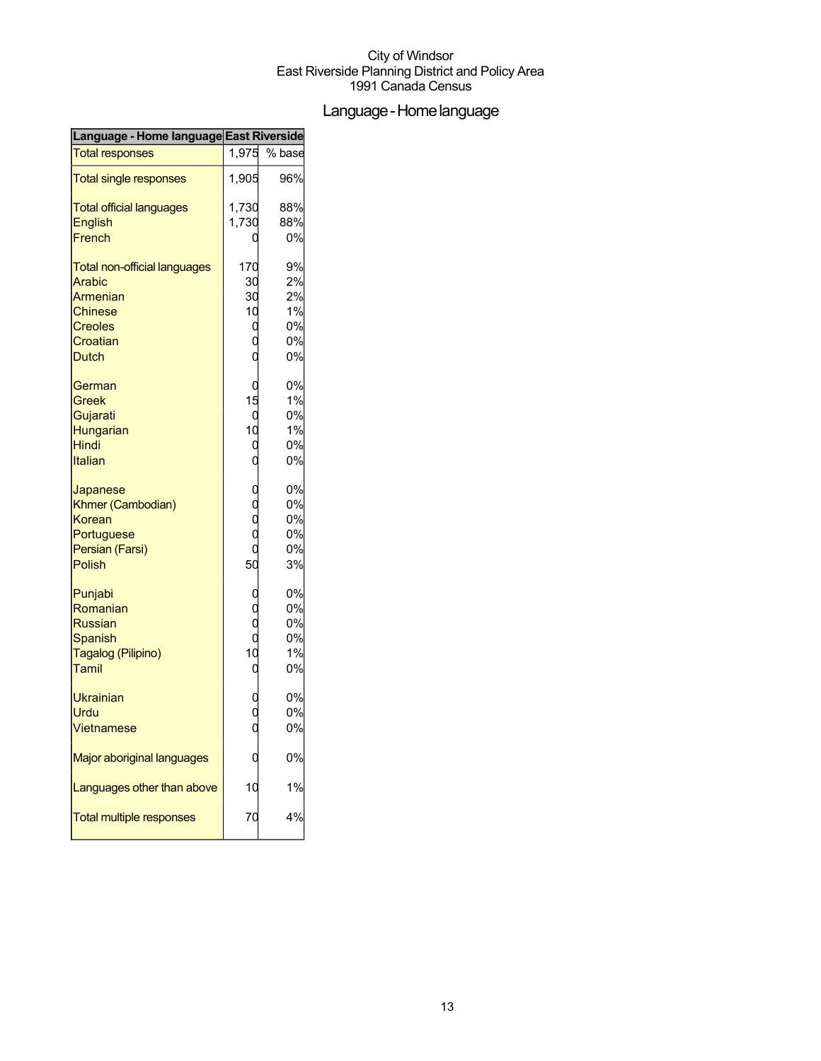City of Windsor
East Riverside Planning District and Policy Area
1991 Canada Census

# Language - Home language

| Language - Home language | East Riverside | |
|---|---|---|
| Total responses | 1,975 | % base |
| Total single responses | 1,905 | 96% |
| Total official languages | 1,730 | 88% |
| English | 1,730 | 88% |
| French | 0 | 0% |
| Total non-official languages | 170 | 9% |
| Arabic | 30 | 2% |
| Armenian | 30 | 2% |
| Chinese | 10 | 1% |
| Creoles | 0 | 0% |
| Croatian | 0 | 0% |
| Dutch | 0 | 0% |
| German | 0 | 0% |
| Greek | 15 | 1% |
| Gujarati | 0 | 0% |
| Hungarian | 10 | 1% |
| Hindi | 0 | 0% |
| Italian | 0 | 0% |
| Japanese | 0 | 0% |
| Khmer (Cambodian) | 0 | 0% |
| Korean | 0 | 0% |
| Portuguese | 0 | 0% |
| Persian (Farsi) | 0 | 0% |
| Polish | 50 | 3% |
| Punjabi | 0 | 0% |
| Romanian | 0 | 0% |
| Russian | 0 | 0% |
| Spanish | 0 | 0% |
| Tagalog (Pilipino) | 10 | 1% |
| Tamil | 0 | 0% |
| Ukrainian | 0 | 0% |
| Urdu | 0 | 0% |
| Vietnamese | 0 | 0% |
| Major aboriginal languages | 0 | 0% |
| Languages other than above | 10 | 1% |
| Total multiple responses | 70 | 4% |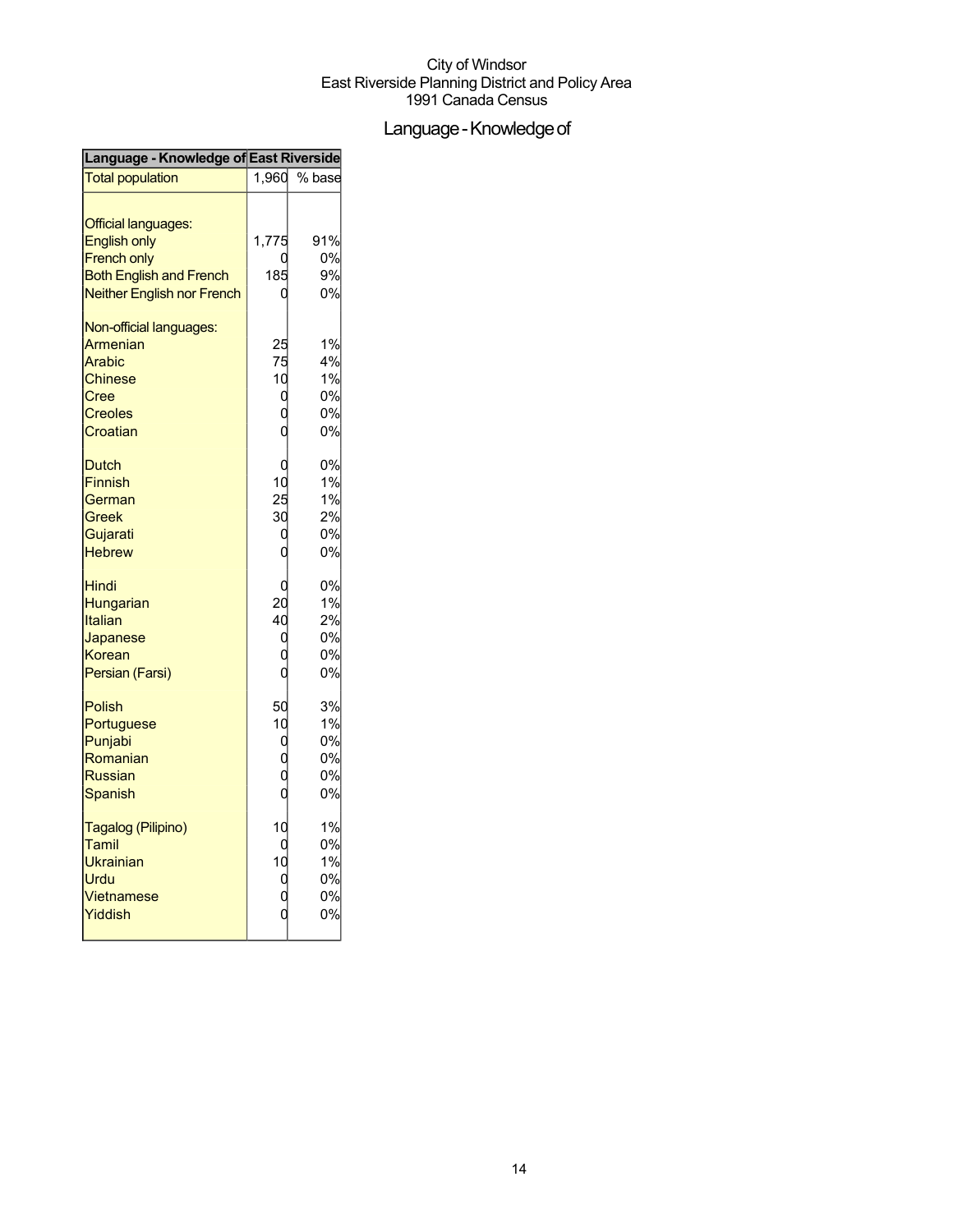City of Windsor
East Riverside Planning District and Policy Area
1991 Canada Census

# Language - Knowledge of

| Language - Knowledge of | East Riverside | |
|---|---|---|
| Total population | 1,960 | % base |
| | | |
| Official languages: | | |
| English only | 1,775 | 91% |
| French only | 0 | 0% |
| Both English and French | 185 | 9% |
| Neither English nor French | 0 | 0% |
| | | |
| Non-official languages: | | |
| Armenian | 25 | 1% |
| Arabic | 75 | 4% |
| Chinese | 10 | 1% |
| Cree | 0 | 0% |
| Creoles | 0 | 0% |
| Croatian | 0 | 0% |
| | | |
| Dutch | 0 | 0% |
| Finnish | 10 | 1% |
| German | 25 | 1% |
| Greek | 30 | 2% |
| Gujarati | 0 | 0% |
| Hebrew | 0 | 0% |
| | | |
| Hindi | 0 | 0% |
| Hungarian | 20 | 1% |
| Italian | 40 | 2% |
| Japanese | 0 | 0% |
| Korean | 0 | 0% |
| Persian (Farsi) | 0 | 0% |
| | | |
| Polish | 50 | 3% |
| Portuguese | 10 | 1% |
| Punjabi | 0 | 0% |
| Romanian | 0 | 0% |
| Russian | 0 | 0% |
| Spanish | 0 | 0% |
| | | |
| Tagalog (Pilipino) | 10 | 1% |
| Tamil | 0 | 0% |
| Ukrainian | 10 | 1% |
| Urdu | 0 | 0% |
| Vietnamese | 0 | 0% |
| Yiddish | 0 | 0% |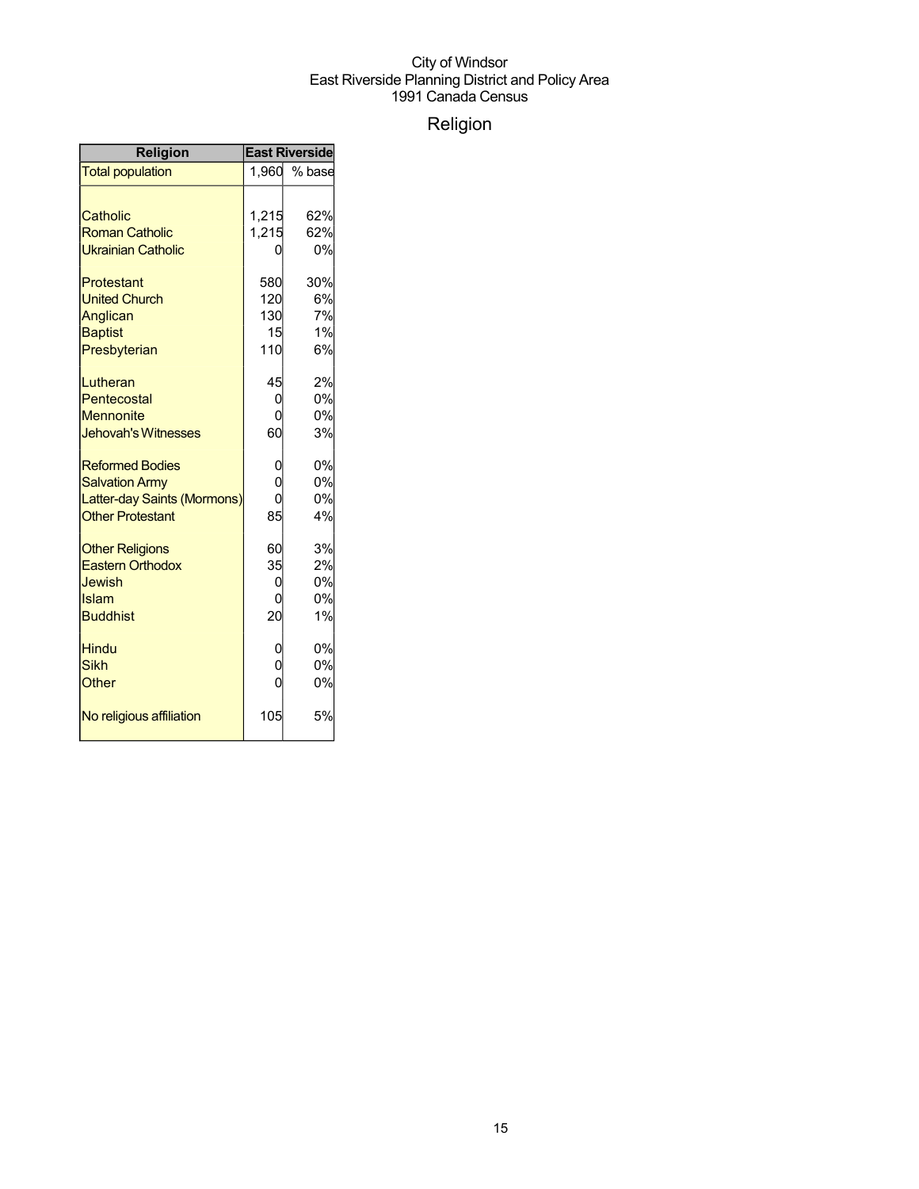City of Windsor
East Riverside Planning District and Policy Area
1991 Canada Census

# Religion

| Religion | East Riverside | |
|---|---|---|
| Total population | 1,960 | % base |
| | | |
| Catholic | 1,215 | 62% |
| Roman Catholic | 1,215 | 62% |
| Ukrainian Catholic | 0 | 0% |
| | | |
| Protestant | 580 | 30% |
| United Church | 120 | 6% |
| Anglican | 130 | 7% |
| Baptist | 15 | 1% |
| Presbyterian | 110 | 6% |
| | | |
| Lutheran | 45 | 2% |
| Pentecostal | 0 | 0% |
| Mennonite | 0 | 0% |
| Jehovah's Witnesses | 60 | 3% |
| | | |
| Reformed Bodies | 0 | 0% |
| Salvation Army | 0 | 0% |
| Latter-day Saints (Mormons) | 0 | 0% |
| Other Protestant | 85 | 4% |
| | | |
| Other Religions | 60 | 3% |
| Eastern Orthodox | 35 | 2% |
| Jewish | 0 | 0% |
| Islam | 0 | 0% |
| Buddhist | 20 | 1% |
| | | |
| Hindu | 0 | 0% |
| Sikh | 0 | 0% |
| Other | 0 | 0% |
| | | |
| No religious affiliation | 105 | 5% |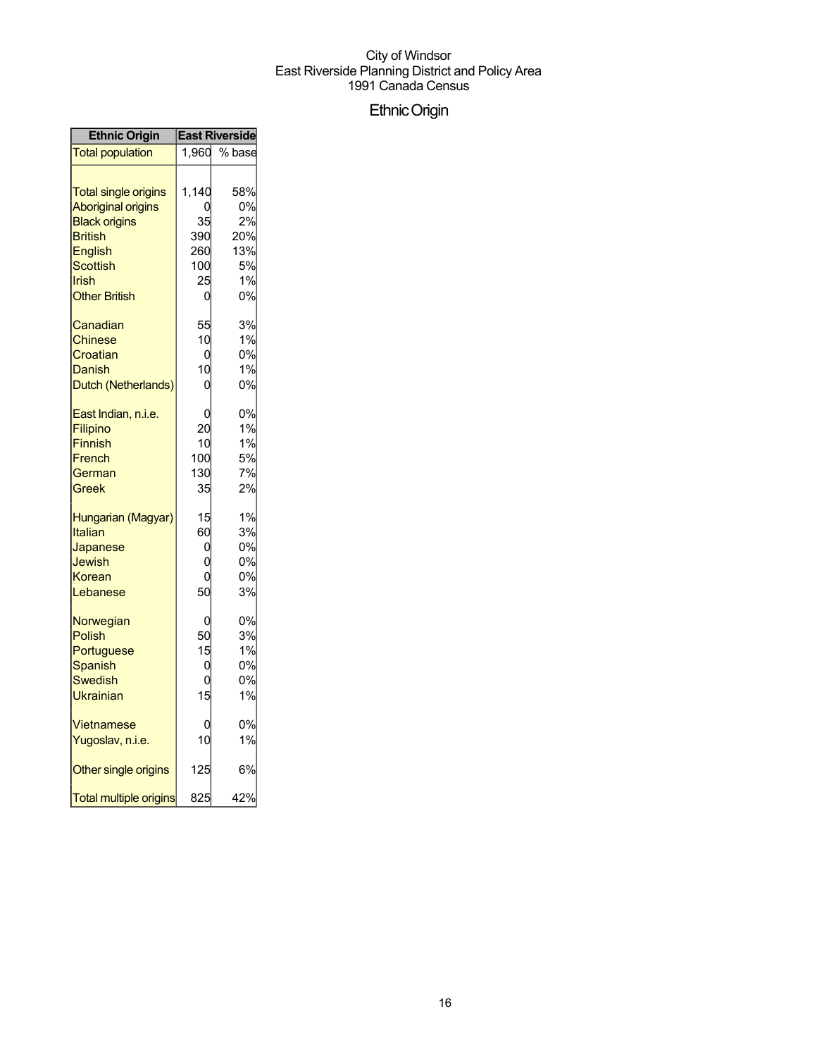City of Windsor
East Riverside Planning District and Policy Area
1991 Canada Census

# Ethnic Origin

| Ethnic Origin | East Riverside | |
|---|---|---|
| Total population | 1,960 | % base |
| | | |
| Total single origins | 1,140 | 58% |
| Aboriginal origins | 0 | 0% |
| Black origins | 35 | 2% |
| British | 390 | 20% |
| English | 260 | 13% |
| Scottish | 100 | 5% |
| Irish | 25 | 1% |
| Other British | 0 | 0% |
| | | |
| Canadian | 55 | 3% |
| Chinese | 10 | 1% |
| Croatian | 0 | 0% |
| Danish | 10 | 1% |
| Dutch (Netherlands) | 0 | 0% |
| | | |
| East Indian, n.i.e. | 0 | 0% |
| Filipino | 20 | 1% |
| Finnish | 10 | 1% |
| French | 100 | 5% |
| German | 130 | 7% |
| Greek | 35 | 2% |
| | | |
| Hungarian (Magyar) | 15 | 1% |
| Italian | 60 | 3% |
| Japanese | 0 | 0% |
| Jewish | 0 | 0% |
| Korean | 0 | 0% |
| Lebanese | 50 | 3% |
| | | |
| Norwegian | 0 | 0% |
| Polish | 50 | 3% |
| Portuguese | 15 | 1% |
| Spanish | 0 | 0% |
| Swedish | 0 | 0% |
| Ukrainian | 15 | 1% |
| | | |
| Vietnamese | 0 | 0% |
| Yugoslav, n.i.e. | 10 | 1% |
| | | |
| Other single origins | 125 | 6% |
| | | |
| Total multiple origins | 825 | 42% |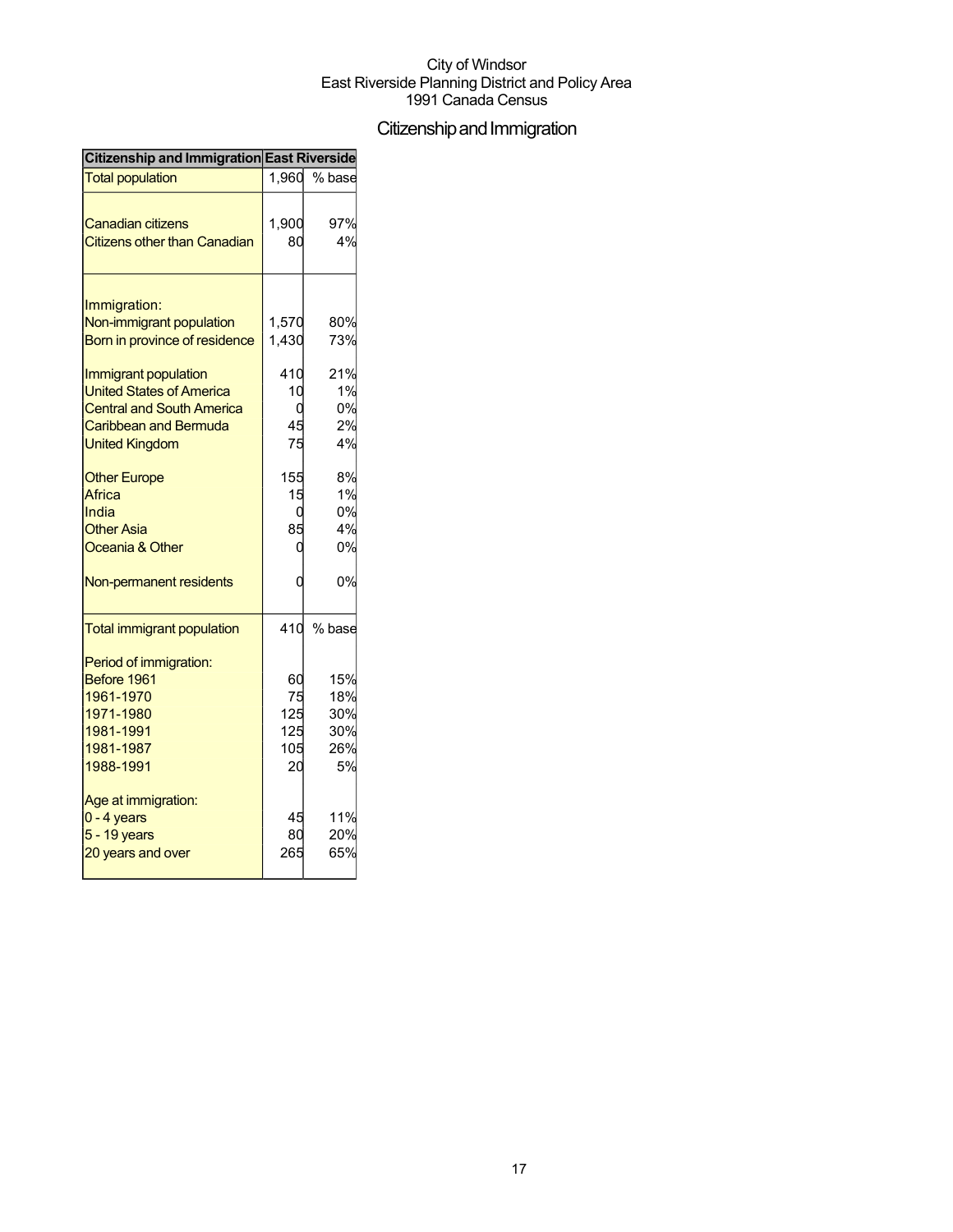City of Windsor
East Riverside Planning District and Policy Area
1991 Canada Census

# Citizenship and Immigration

| Citizenship and Immigration | East Riverside | |
|---|---|---|
| Total population | 1,960 | % base |
| | | |
| Canadian citizens | 1,900 | 97% |
| Citizens other than Canadian | 80 | 4% |
| | | |
| Immigration: | | |
| Non-immigrant population | 1,570 | 80% |
| Born in province of residence | 1,430 | 73% |
| | | |
| Immigrant population | 410 | 21% |
| United States of America | 10 | 1% |
| Central and South America | 0 | 0% |
| Caribbean and Bermuda | 45 | 2% |
| United Kingdom | 75 | 4% |
| | | |
| Other Europe | 155 | 8% |
| Africa | 15 | 1% |
| India | 0 | 0% |
| Other Asia | 85 | 4% |
| Oceania & Other | 0 | 0% |
| | | |
| Non-permanent residents | 0 | 0% |
| | | |
| Total immigrant population | 410 | % base |
| | | |
| Period of immigration: | | |
| Before 1961 | 60 | 15% |
| 1961-1970 | 75 | 18% |
| 1971-1980 | 125 | 30% |
| 1981-1991 | 125 | 30% |
| 1981-1987 | 105 | 26% |
| 1988-1991 | 20 | 5% |
| | | |
| Age at immigration: | | |
| 0 - 4 years | 45 | 11% |
| 5 - 19 years | 80 | 20% |
| 20 years and over | 265 | 65% |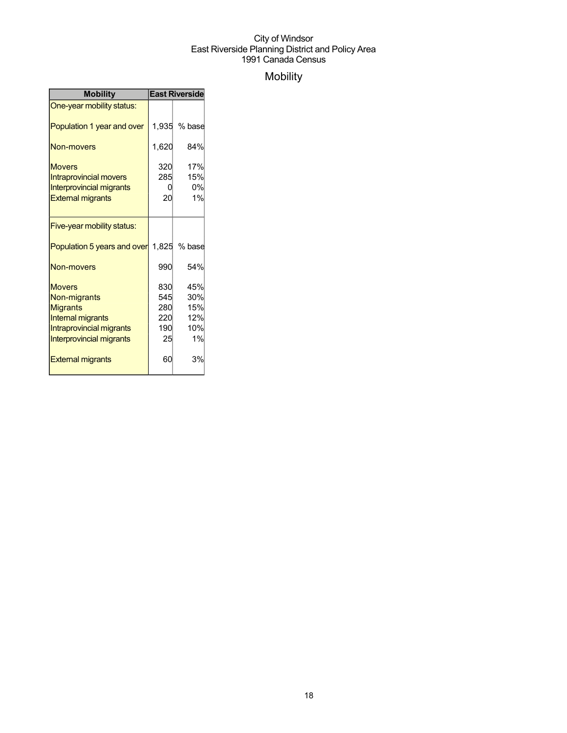City of Windsor
East Riverside Planning District and Policy Area
1991 Canada Census

# Mobility

| Mobility | East Riverside | |
|---|---|---|
| One-year mobility status: | | |
| Population 1 year and over | 1,935 | % base |
| Non-movers | 1,620 | 84% |
| Movers | 320 | 17% |
| Intraprovincial movers | 285 | 15% |
| Interprovincial migrants | 0 | 0% |
| External migrants | 20 | 1% |
| Five-year mobility status: | | |
| Population 5 years and over | 1,825 | % base |
| Non-movers | 990 | 54% |
| Movers | 830 | 45% |
| Non-migrants | 545 | 30% |
| Migrants | 280 | 15% |
| Internal migrants | 220 | 12% |
| Intraprovincial migrants | 190 | 10% |
| Interprovincial migrants | 25 | 1% |
| External migrants | 60 | 3% |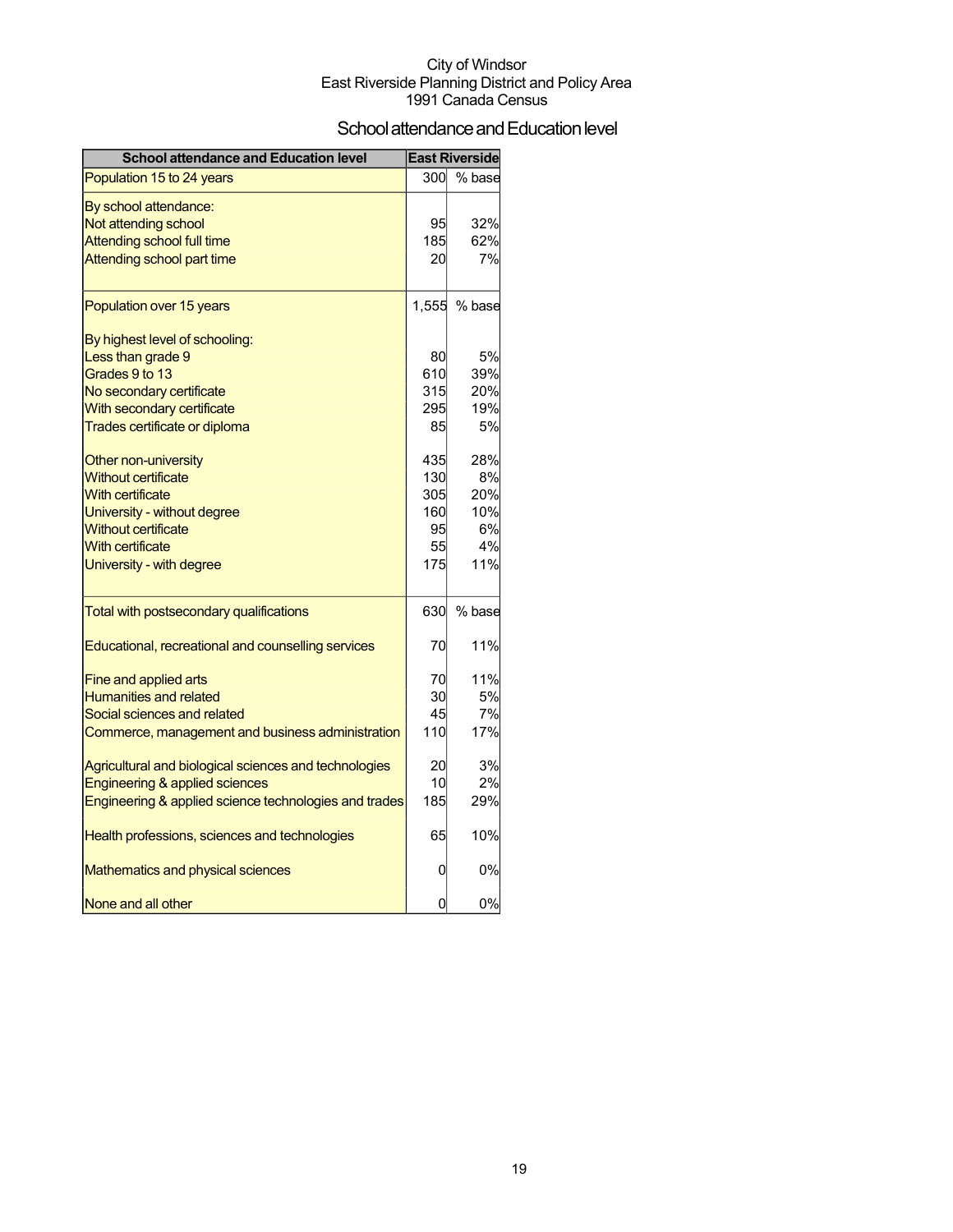City of Windsor
East Riverside Planning District and Policy Area
1991 Canada Census

# School attendance and Education level

| School attendance and Education level | East Riverside | |
|---|---|---|
| Population 15 to 24 years | 300 | % base |
| By school attendance: | | |
| Not attending school | 95 | 32% |
| Attending school full time | 185 | 62% |
| Attending school part time | 20 | 7% |
| Population over 15 years | 1,555 | % base |
| By highest level of schooling: | | |
| Less than grade 9 | 80 | 5% |
| Grades 9 to 13 | 610 | 39% |
| No secondary certificate | 315 | 20% |
| With secondary certificate | 295 | 19% |
| Trades certificate or diploma | 85 | 5% |
| Other non-university | 435 | 28% |
| Without certificate | 130 | 8% |
| With certificate | 305 | 20% |
| University - without degree | 160 | 10% |
| Without certificate | 95 | 6% |
| With certificate | 55 | 4% |
| University - with degree | 175 | 11% |
| Total with postsecondary qualifications | 630 | % base |
| Educational, recreational and counselling services | 70 | 11% |
| Fine and applied arts | 70 | 11% |
| Humanities and related | 30 | 5% |
| Social sciences and related | 45 | 7% |
| Commerce, management and business administration | 110 | 17% |
| Agricultural and biological sciences and technologies | 20 | 3% |
| Engineering & applied sciences | 10 | 2% |
| Engineering & applied science technologies and trades | 185 | 29% |
| Health professions, sciences and technologies | 65 | 10% |
| Mathematics and physical sciences | 0 | 0% |
| None and all other | 0 | 0% |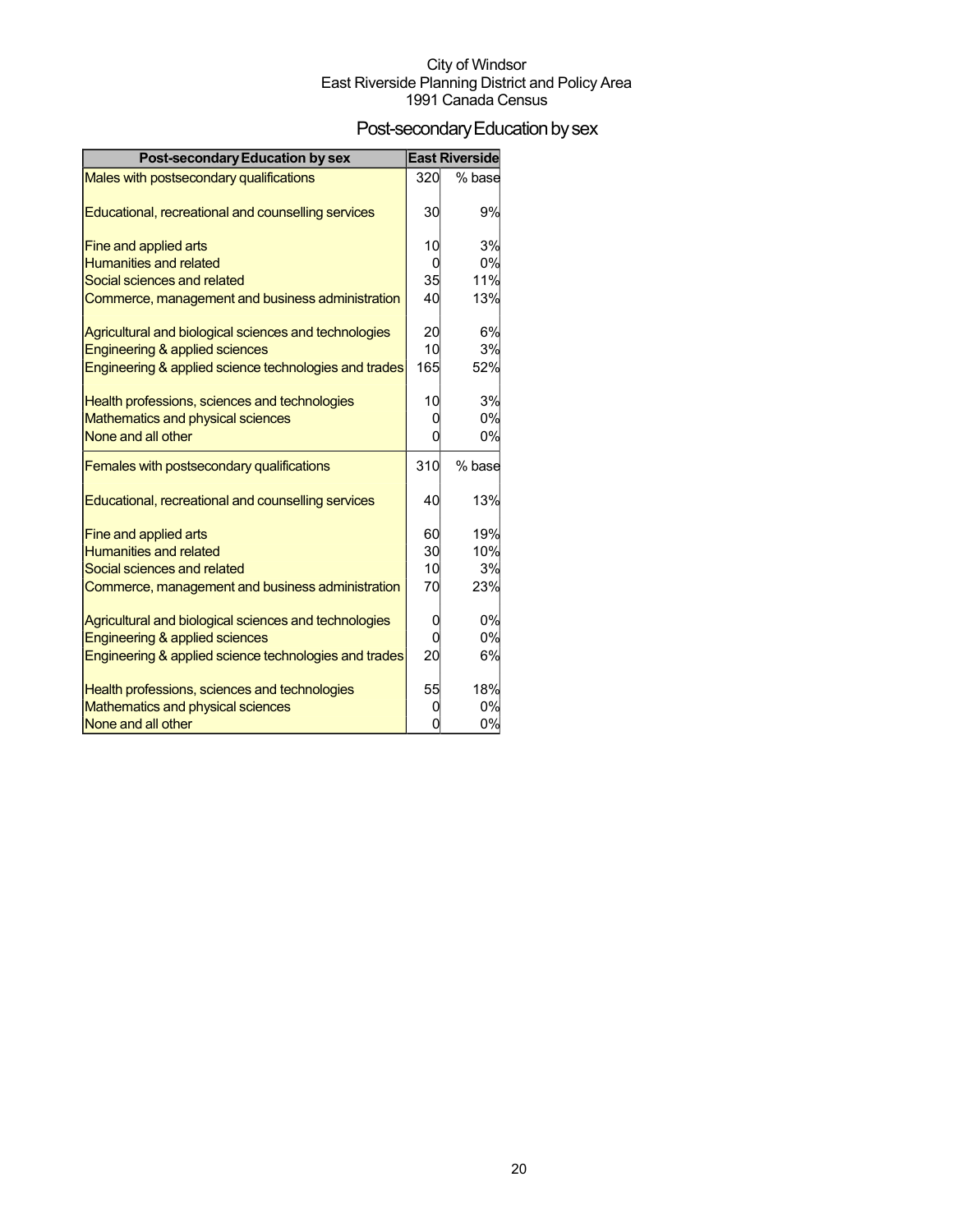City of Windsor
East Riverside Planning District and Policy Area
1991 Canada Census

# Post-secondary Education by sex

| Post-secondary Education by sex | East Riverside | |
|---|---|---|
| Males with postsecondary qualifications | 320 | % base |
| Educational, recreational and counselling services | 30 | 9% |
| Fine and applied arts | 10 | 3% |
| Humanities and related | 0 | 0% |
| Social sciences and related | 35 | 11% |
| Commerce, management and business administration | 40 | 13% |
| Agricultural and biological sciences and technologies | 20 | 6% |
| Engineering & applied sciences | 10 | 3% |
| Engineering & applied science technologies and trades | 165 | 52% |
| Health professions, sciences and technologies | 10 | 3% |
| Mathematics and physical sciences | 0 | 0% |
| None and all other | 0 | 0% |
| Females with postsecondary qualifications | 310 | % base |
| Educational, recreational and counselling services | 40 | 13% |
| Fine and applied arts | 60 | 19% |
| Humanities and related | 30 | 10% |
| Social sciences and related | 10 | 3% |
| Commerce, management and business administration | 70 | 23% |
| Agricultural and biological sciences and technologies | 0 | 0% |
| Engineering & applied sciences | 0 | 0% |
| Engineering & applied science technologies and trades | 20 | 6% |
| Health professions, sciences and technologies | 55 | 18% |
| Mathematics and physical sciences | 0 | 0% |
| None and all other | 0 | 0% |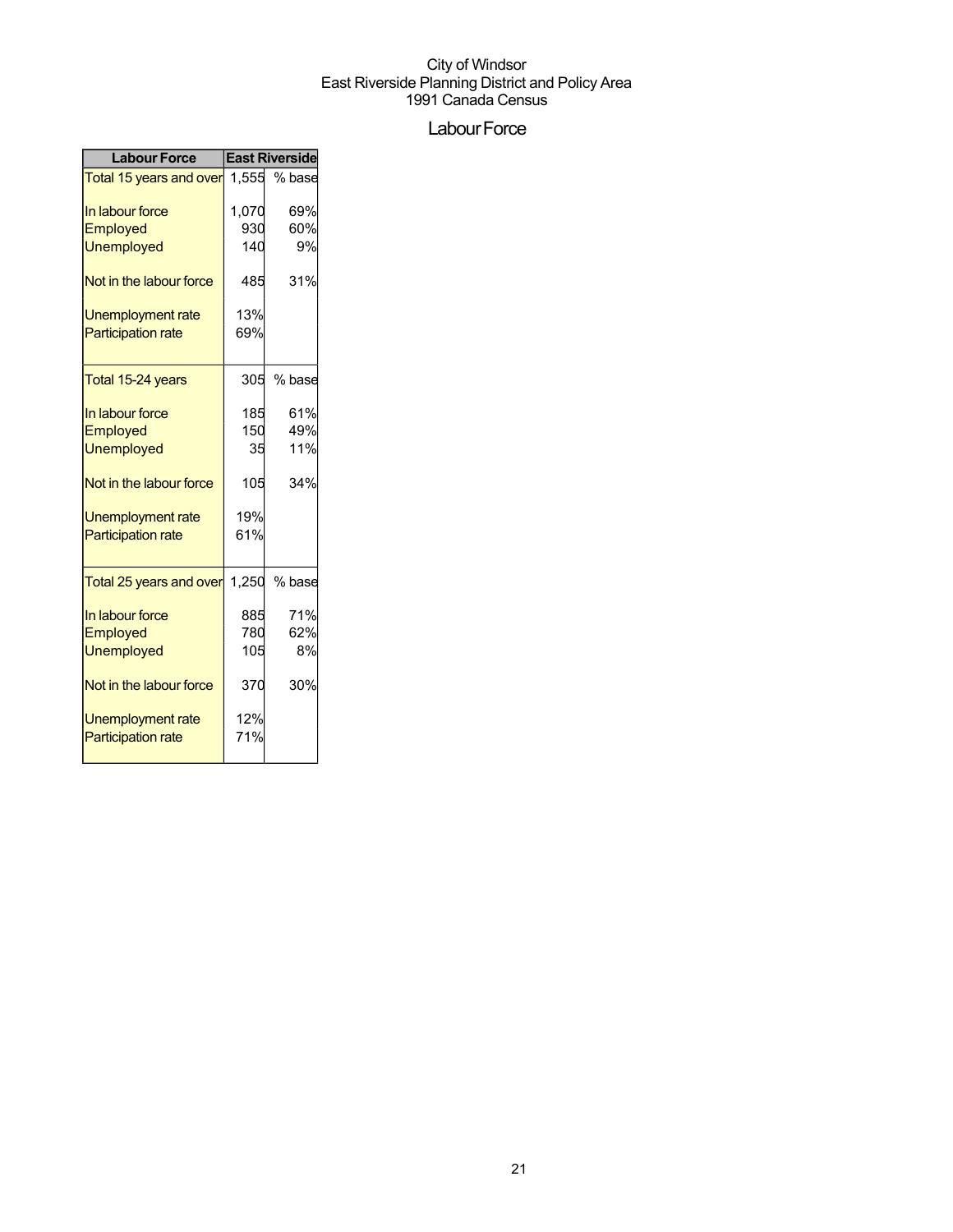City of Windsor
East Riverside Planning District and Policy Area
1991 Canada Census

# Labour Force

| Labour Force | East Riverside | |
|---|---|---|
| Total 15 years and over | 1,555 | % base |
| In labour force | 1,070 | 69% |
| Employed | 930 | 60% |
| Unemployed | 140 | 9% |
| Not in the labour force | 485 | 31% |
| Unemployment rate | 13% | |
| Participation rate | 69% | |
| Total 15-24 years | 305 | % base |
| In labour force | 185 | 61% |
| Employed | 150 | 49% |
| Unemployed | 35 | 11% |
| Not in the labour force | 105 | 34% |
| Unemployment rate | 19% | |
| Participation rate | 61% | |
| Total 25 years and over | 1,250 | % base |
| In labour force | 885 | 71% |
| Employed | 780 | 62% |
| Unemployed | 105 | 8% |
| Not in the labour force | 370 | 30% |
| Unemployment rate | 12% | |
| Participation rate | 71% | |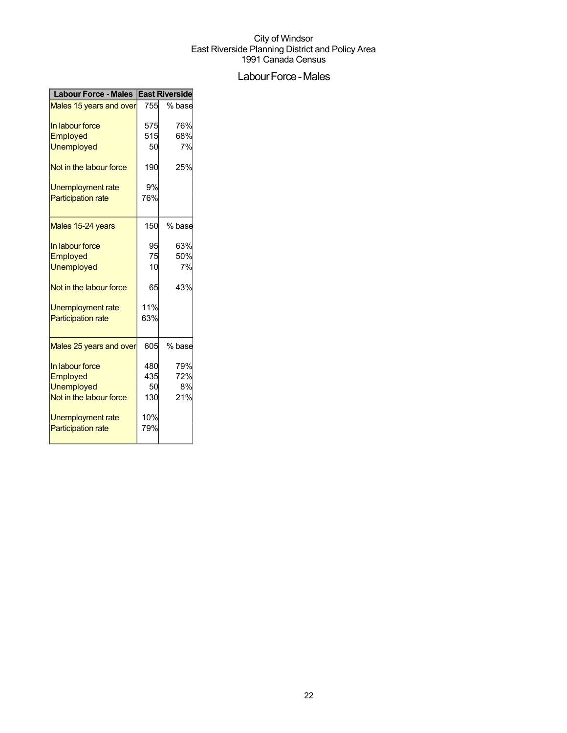City of Windsor
East Riverside Planning District and Policy Area
1991 Canada Census

# Labour Force - Males

| Labour Force - Males | East Riverside | |
|---|---|---|
| Males 15 years and over | 755 | % base |
| In labour force | 575 | 76% |
| Employed | 515 | 68% |
| Unemployed | 50 | 7% |
| Not in the labour force | 190 | 25% |
| Unemployment rate | 9% | |
| Participation rate | 76% | |
| Males 15-24 years | 150 | % base |
| In labour force | 95 | 63% |
| Employed | 75 | 50% |
| Unemployed | 10 | 7% |
| Not in the labour force | 65 | 43% |
| Unemployment rate | 11% | |
| Participation rate | 63% | |
| Males 25 years and over | 605 | % base |
| In labour force | 480 | 79% |
| Employed | 435 | 72% |
| Unemployed | 50 | 8% |
| Not in the labour force | 130 | 21% |
| Unemployment rate | 10% | |
| Participation rate | 79% | |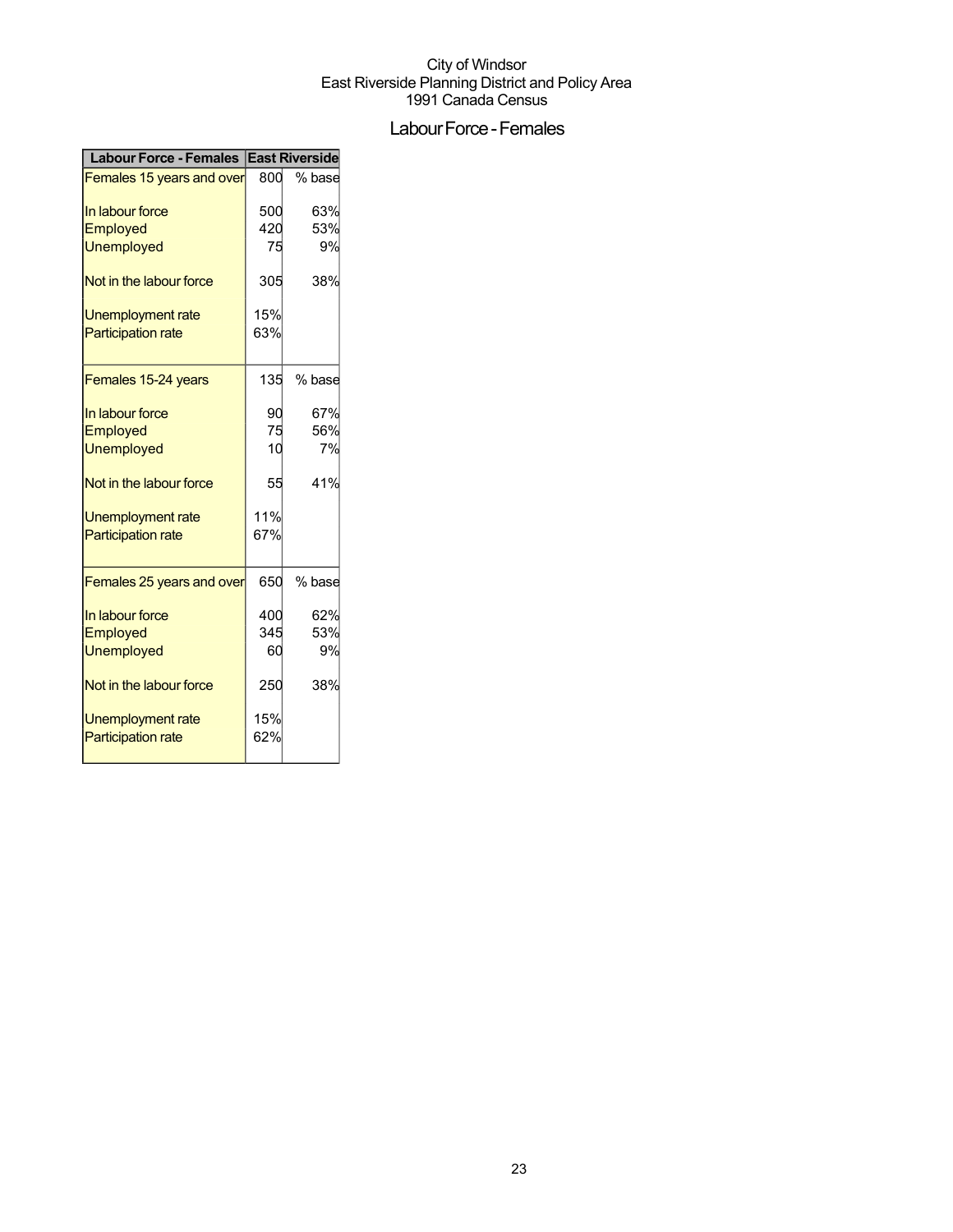City of Windsor
East Riverside Planning District and Policy Area
1991 Canada Census

# Labour Force - Females

| Labour Force - Females | East Riverside | |
|---|---|---|
| Females 15 years and over | 800 | % base |
| In labour force | 500 | 63% |
| Employed | 420 | 53% |
| Unemployed | 75 | 9% |
| Not in the labour force | 305 | 38% |
| Unemployment rate | 15% | |
| Participation rate | 63% | |
| Females 15-24 years | 135 | % base |
| In labour force | 90 | 67% |
| Employed | 75 | 56% |
| Unemployed | 10 | 7% |
| Not in the labour force | 55 | 41% |
| Unemployment rate | 11% | |
| Participation rate | 67% | |
| Females 25 years and over | 650 | % base |
| In labour force | 400 | 62% |
| Employed | 345 | 53% |
| Unemployed | 60 | 9% |
| Not in the labour force | 250 | 38% |
| Unemployment rate | 15% | |
| Participation rate | 62% | |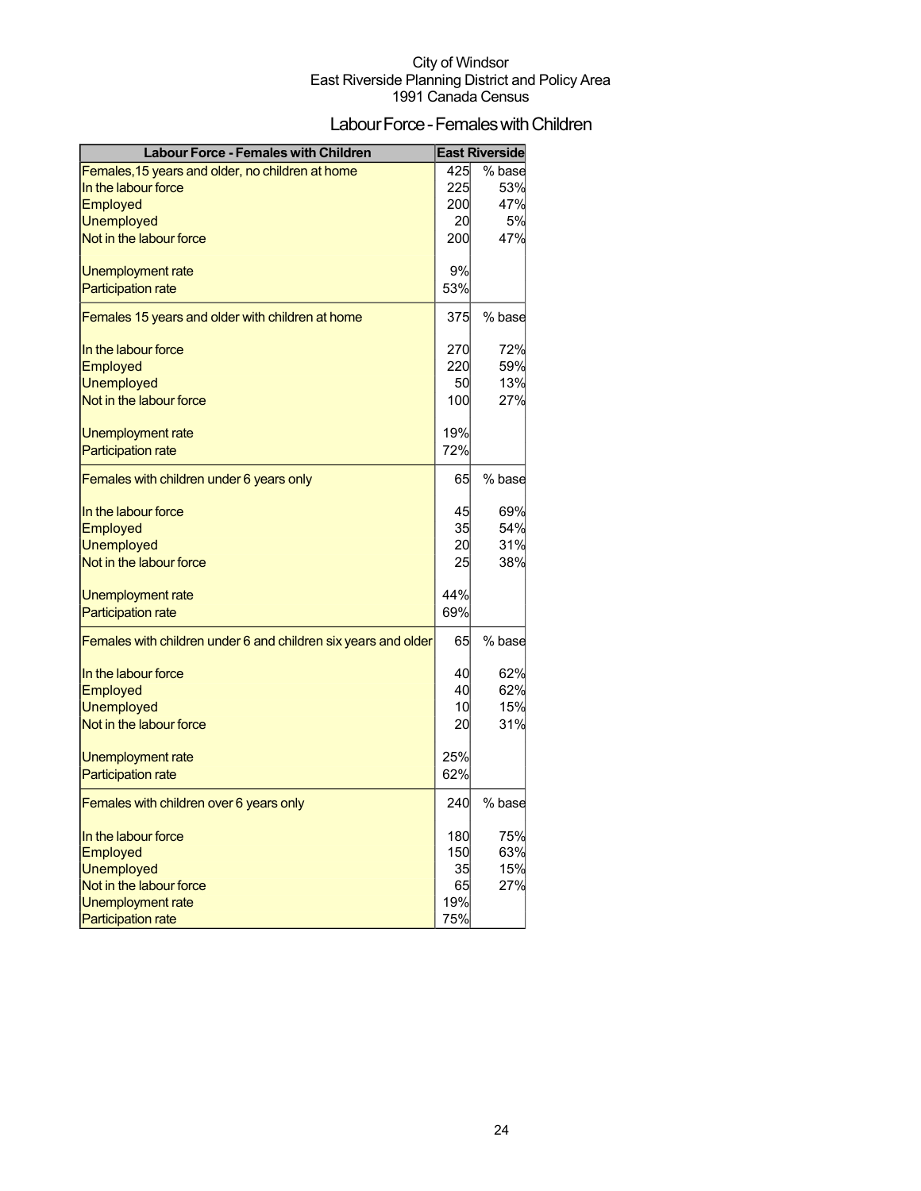City of Windsor
East Riverside Planning District and Policy Area
1991 Canada Census

# Labour Force - Females with Children

| Labour Force - Females with Children | East Riverside | |
|---|---|---|
| Females,15 years and older, no children at home | 425 | % base |
| In the labour force | 225 | 53% |
| Employed | 200 | 47% |
| Unemployed | 20 | 5% |
| Not in the labour force | 200 | 47% |
| | | |
| Unemployment rate | 9% | |
| Participation rate | 53% | |
| Females 15 years and older with children at home | 375 | % base |
| | | |
| In the labour force | 270 | 72% |
| Employed | 220 | 59% |
| Unemployed | 50 | 13% |
| Not in the labour force | 100 | 27% |
| | | |
| Unemployment rate | 19% | |
| Participation rate | 72% | |
| Females with children under 6 years only | 65 | % base |
| | | |
| In the labour force | 45 | 69% |
| Employed | 35 | 54% |
| Unemployed | 20 | 31% |
| Not in the labour force | 25 | 38% |
| | | |
| Unemployment rate | 44% | |
| Participation rate | 69% | |
| Females with children under 6 and children six years and older | 65 | % base |
| | | |
| In the labour force | 40 | 62% |
| Employed | 40 | 62% |
| Unemployed | 10 | 15% |
| Not in the labour force | 20 | 31% |
| | | |
| Unemployment rate | 25% | |
| Participation rate | 62% | |
| Females with children over 6 years only | 240 | % base |
| | | |
| In the labour force | 180 | 75% |
| Employed | 150 | 63% |
| Unemployed | 35 | 15% |
| Not in the labour force | 65 | 27% |
| Unemployment rate | 19% | |
| Participation rate | 75% | |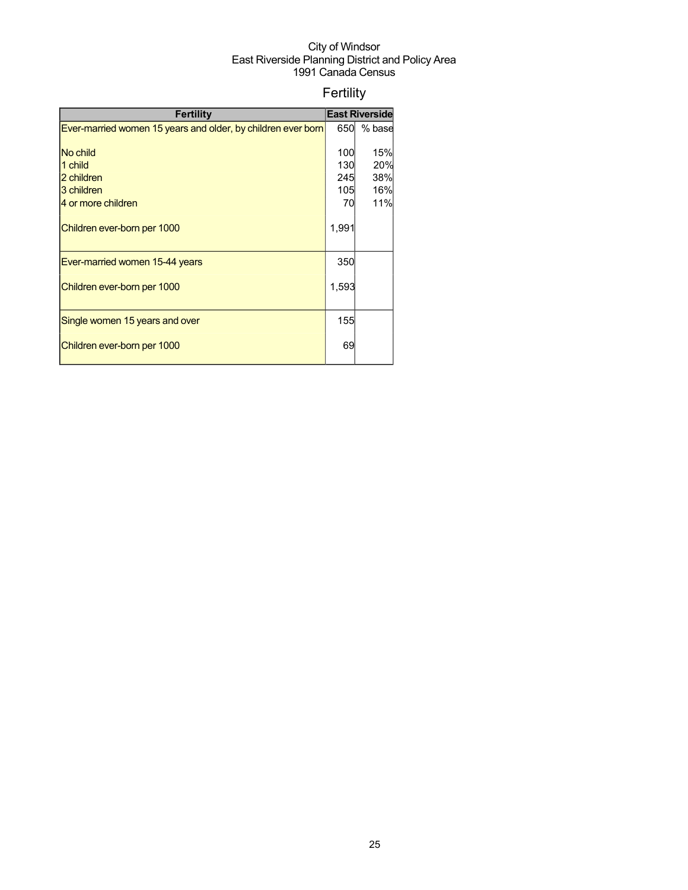City of Windsor
East Riverside Planning District and Policy Area
1991 Canada Census

# Fertility

| Fertility | East Riverside | |
|---|---|---|
| Ever-married women 15 years and older, by children ever born | 650 | % base |
| No child | 100 | 15% |
| 1 child | 130 | 20% |
| 2 children | 245 | 38% |
| 3 children | 105 | 16% |
| 4 or more children | 70 | 11% |
| Children ever-born per 1000 | 1,991 | |
| Ever-married women 15-44 years | 350 | |
| Children ever-born per 1000 | 1,593 | |
| Single women 15 years and over | 155 | |
| Children ever-born per 1000 | 69 | |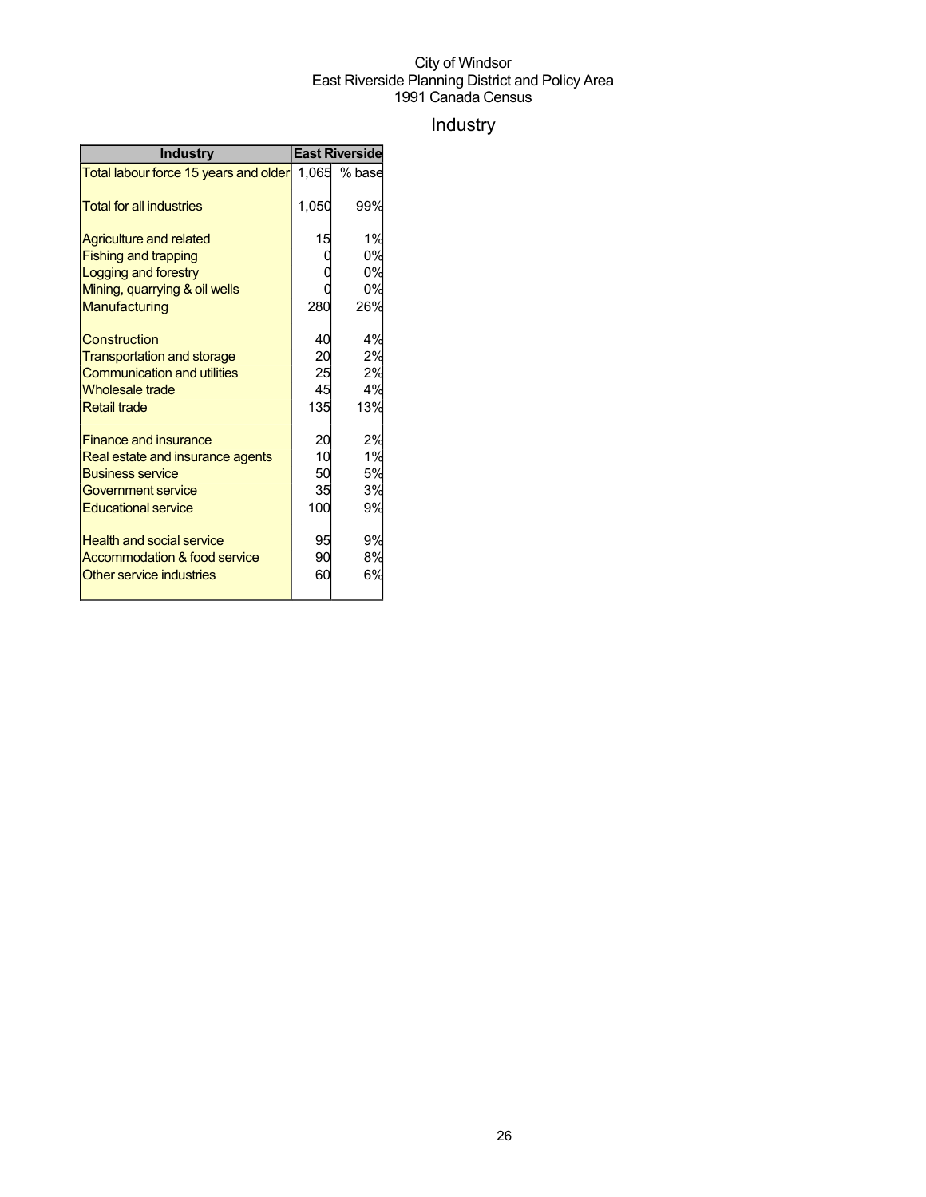City of Windsor
East Riverside Planning District and Policy Area
1991 Canada Census

# Industry

| Industry | East Riverside | |
|---|---|---|
| Total labour force 15 years and older | 1,065 | % base |
| Total for all industries | 1,050 | 99% |
| Agriculture and related | 15 | 1% |
| Fishing and trapping | 0 | 0% |
| Logging and forestry | 0 | 0% |
| Mining, quarrying & oil wells | 0 | 0% |
| Manufacturing | 280 | 26% |
| Construction | 40 | 4% |
| Transportation and storage | 20 | 2% |
| Communication and utilities | 25 | 2% |
| Wholesale trade | 45 | 4% |
| Retail trade | 135 | 13% |
| Finance and insurance | 20 | 2% |
| Real estate and insurance agents | 10 | 1% |
| Business service | 50 | 5% |
| Government service | 35 | 3% |
| Educational service | 100 | 9% |
| Health and social service | 95 | 9% |
| Accommodation & food service | 90 | 8% |
| Other service industries | 60 | 6% |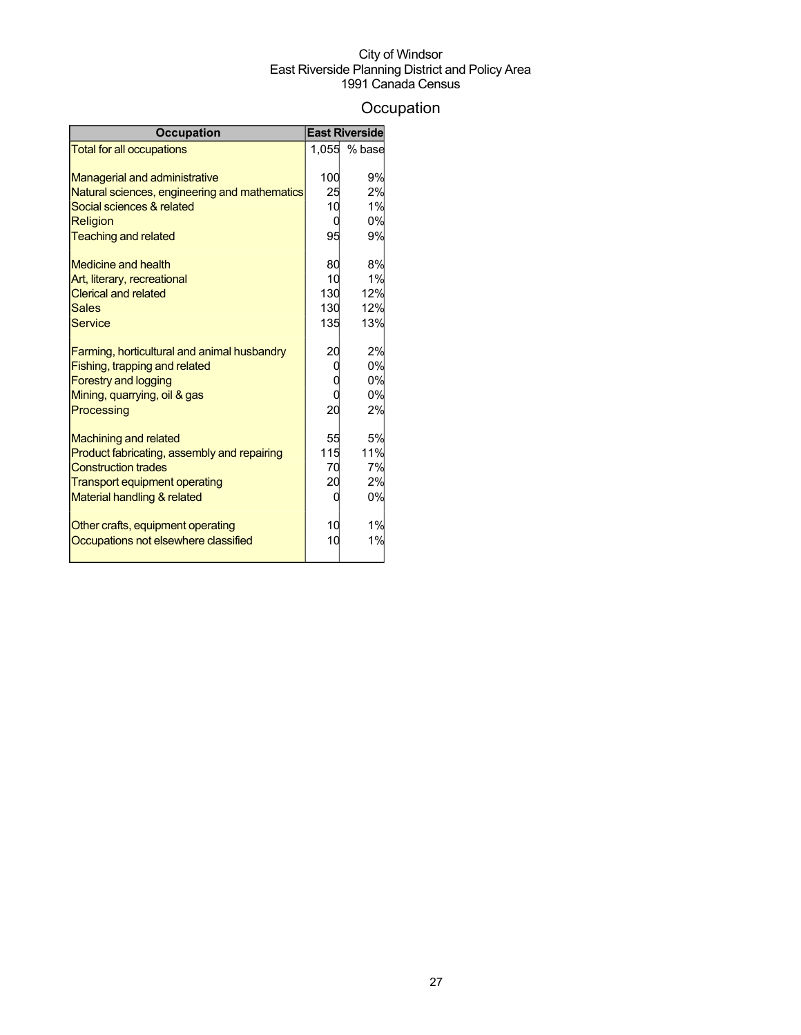City of Windsor
East Riverside Planning District and Policy Area
1991 Canada Census

# Occupation

| Occupation | East Riverside | |
|---|---|---|
| Total for all occupations | 1,055 | % base |
| | | |
| Managerial and administrative | 100 | 9% |
| Natural sciences, engineering and mathematics | 25 | 2% |
| Social sciences & related | 10 | 1% |
| Religion | 0 | 0% |
| Teaching and related | 95 | 9% |
| | | |
| Medicine and health | 80 | 8% |
| Art, literary, recreational | 10 | 1% |
| Clerical and related | 130 | 12% |
| Sales | 130 | 12% |
| Service | 135 | 13% |
| | | |
| Farming, horticultural and animal husbandry | 20 | 2% |
| Fishing, trapping and related | 0 | 0% |
| Forestry and logging | 0 | 0% |
| Mining, quarrying, oil & gas | 0 | 0% |
| Processing | 20 | 2% |
| | | |
| Machining and related | 55 | 5% |
| Product fabricating, assembly and repairing | 115 | 11% |
| Construction trades | 70 | 7% |
| Transport equipment operating | 20 | 2% |
| Material handling & related | 0 | 0% |
| | | |
| Other crafts, equipment operating | 10 | 1% |
| Occupations not elsewhere classified | 10 | 1% |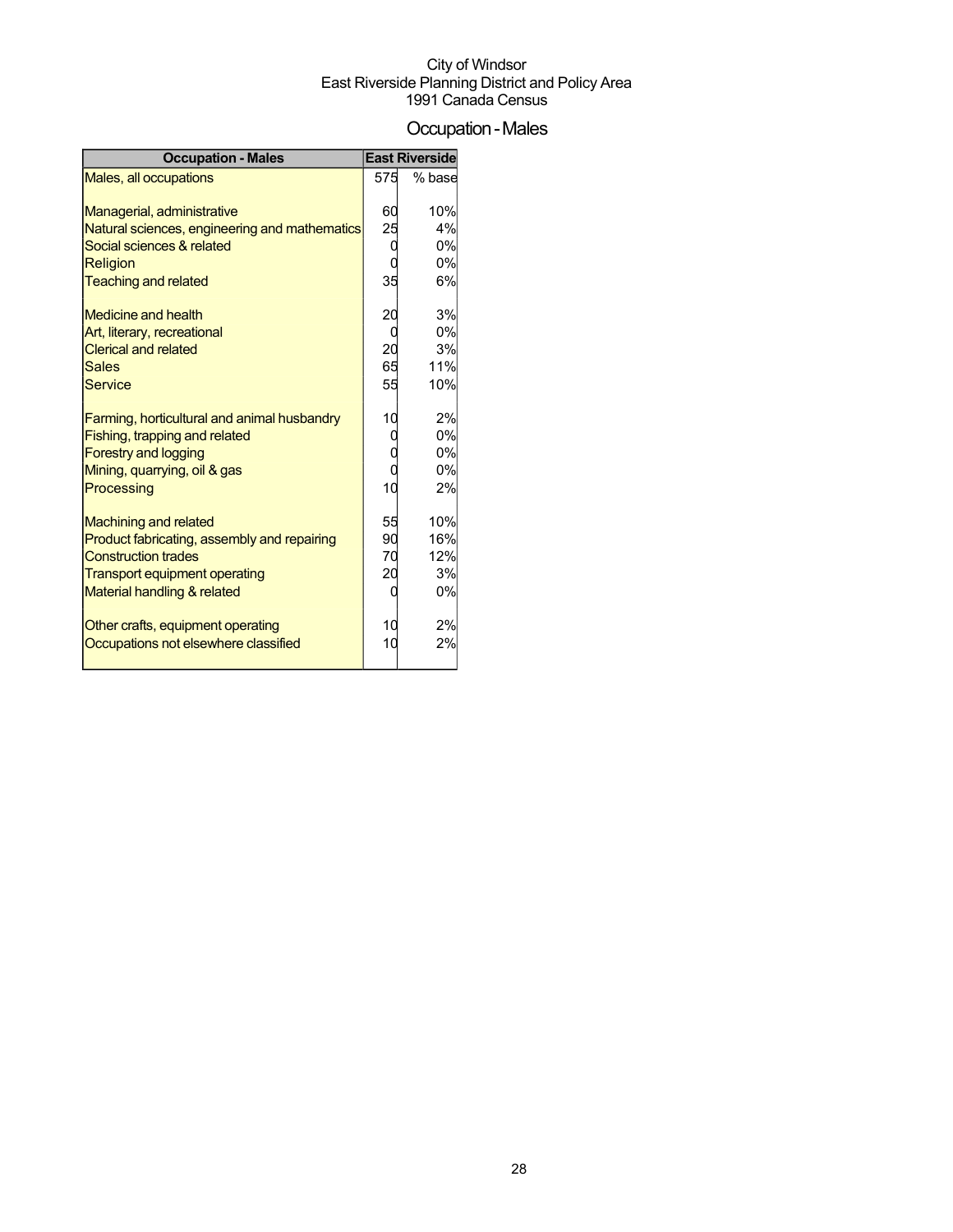City of Windsor
East Riverside Planning District and Policy Area
1991 Canada Census

# Occupation - Males

| Occupation - Males | East Riverside | |
|---|---|---|
| Males, all occupations | 575 | % base |
| | | |
| Managerial, administrative | 60 | 10% |
| Natural sciences, engineering and mathematics | 25 | 4% |
| Social sciences & related | 0 | 0% |
| Religion | 0 | 0% |
| Teaching and related | 35 | 6% |
| | | |
| Medicine and health | 20 | 3% |
| Art, literary, recreational | 0 | 0% |
| Clerical and related | 20 | 3% |
| Sales | 65 | 11% |
| Service | 55 | 10% |
| | | |
| Farming, horticultural and animal husbandry | 10 | 2% |
| Fishing, trapping and related | 0 | 0% |
| Forestry and logging | 0 | 0% |
| Mining, quarrying, oil & gas | 0 | 0% |
| Processing | 10 | 2% |
| | | |
| Machining and related | 55 | 10% |
| Product fabricating, assembly and repairing | 90 | 16% |
| Construction trades | 70 | 12% |
| Transport equipment operating | 20 | 3% |
| Material handling & related | 0 | 0% |
| | | |
| Other crafts, equipment operating | 10 | 2% |
| Occupations not elsewhere classified | 10 | 2% |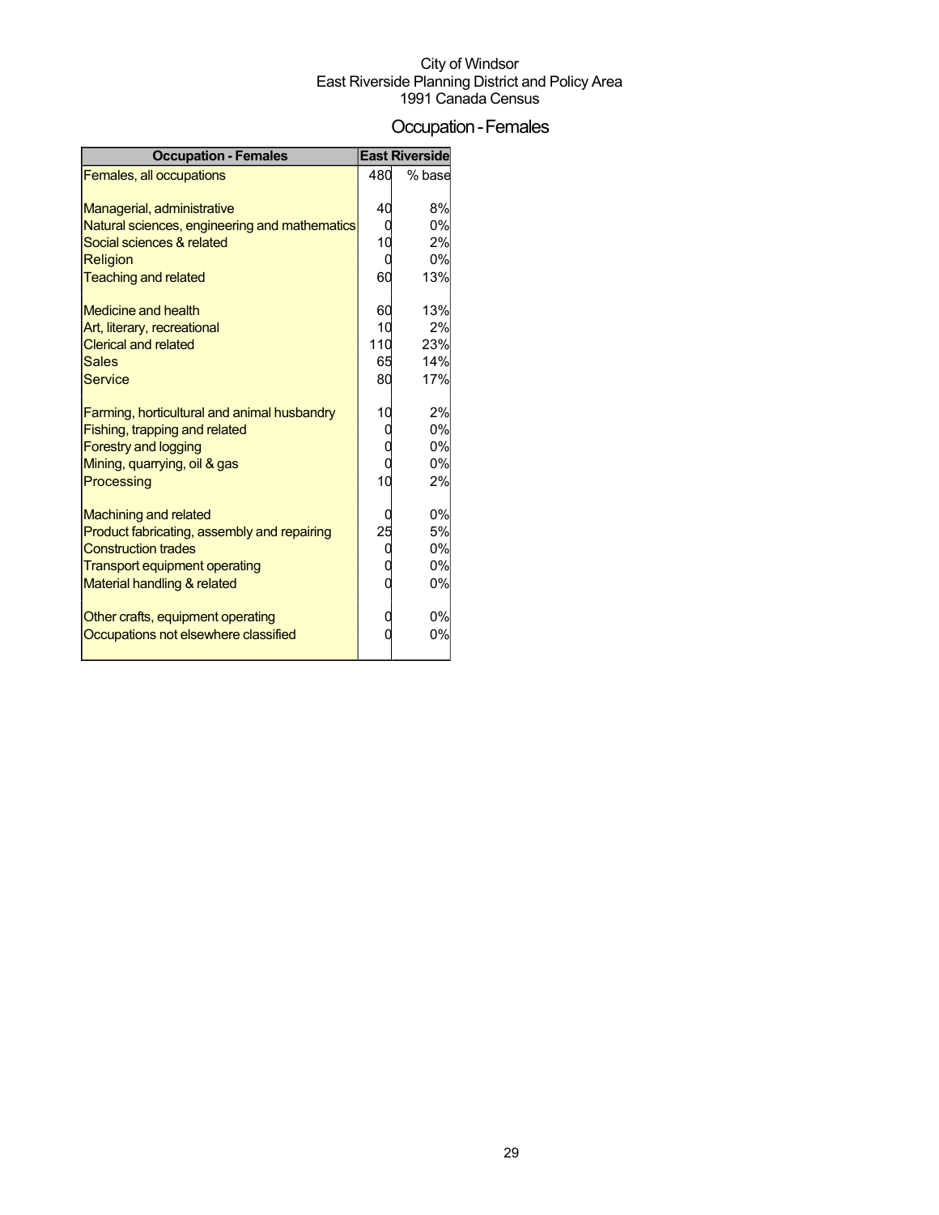City of Windsor
East Riverside Planning District and Policy Area
1991 Canada Census

# Occupation - Females

| Occupation - Females | East Riverside | |
|---|---|---|
| Females, all occupations | 480 | % base |
| Managerial, administrative | 40 | 8% |
| Natural sciences, engineering and mathematics | 0 | 0% |
| Social sciences & related | 10 | 2% |
| Religion | 0 | 0% |
| Teaching and related | 60 | 13% |
| Medicine and health | 60 | 13% |
| Art, literary, recreational | 10 | 2% |
| Clerical and related | 110 | 23% |
| Sales | 65 | 14% |
| Service | 80 | 17% |
| Farming, horticultural and animal husbandry | 10 | 2% |
| Fishing, trapping and related | 0 | 0% |
| Forestry and logging | 0 | 0% |
| Mining, quarrying, oil & gas | 0 | 0% |
| Processing | 10 | 2% |
| Machining and related | 0 | 0% |
| Product fabricating, assembly and repairing | 25 | 5% |
| Construction trades | 0 | 0% |
| Transport equipment operating | 0 | 0% |
| Material handling & related | 0 | 0% |
| Other crafts, equipment operating | 0 | 0% |
| Occupations not elsewhere classified | 0 | 0% |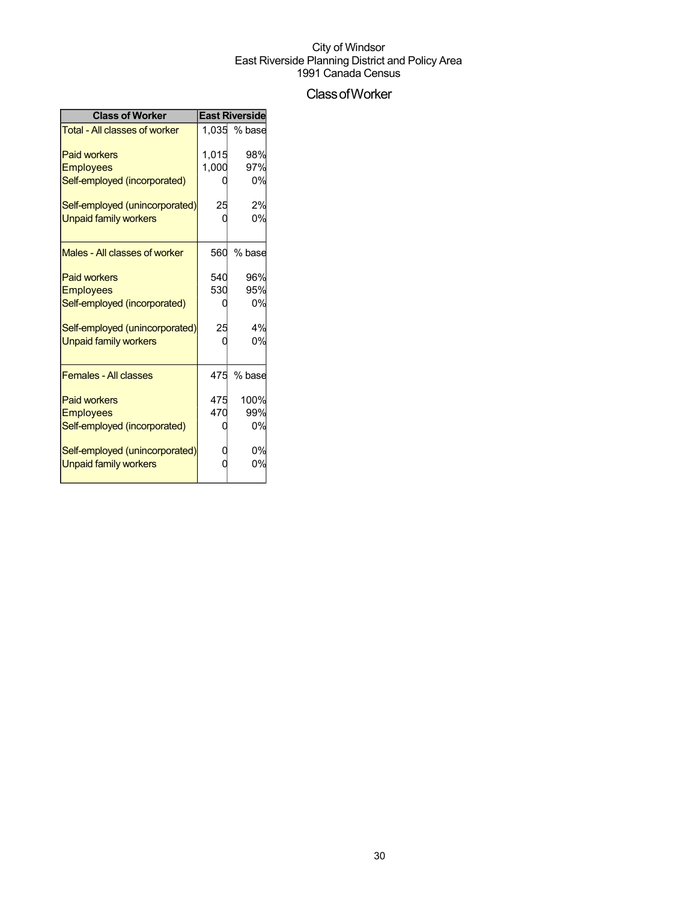City of Windsor
East Riverside Planning District and Policy Area
1991 Canada Census

# Class of Worker

| Class of Worker | East Riverside | |
|---|---|---|
| Total - All classes of worker | 1,035 | % base |
| Paid workers | 1,015 | 98% |
| Employees | 1,000 | 97% |
| Self-employed (incorporated) | 0 | 0% |
| Self-employed (unincorporated) | 25 | 2% |
| Unpaid family workers | 0 | 0% |
| Males - All classes of worker | 560 | % base |
| Paid workers | 540 | 96% |
| Employees | 530 | 95% |
| Self-employed (incorporated) | 0 | 0% |
| Self-employed (unincorporated) | 25 | 4% |
| Unpaid family workers | 0 | 0% |
| Females - All classes | 475 | % base |
| Paid workers | 475 | 100% |
| Employees | 470 | 99% |
| Self-employed (incorporated) | 0 | 0% |
| Self-employed (unincorporated) | 0 | 0% |
| Unpaid family workers | 0 | 0% |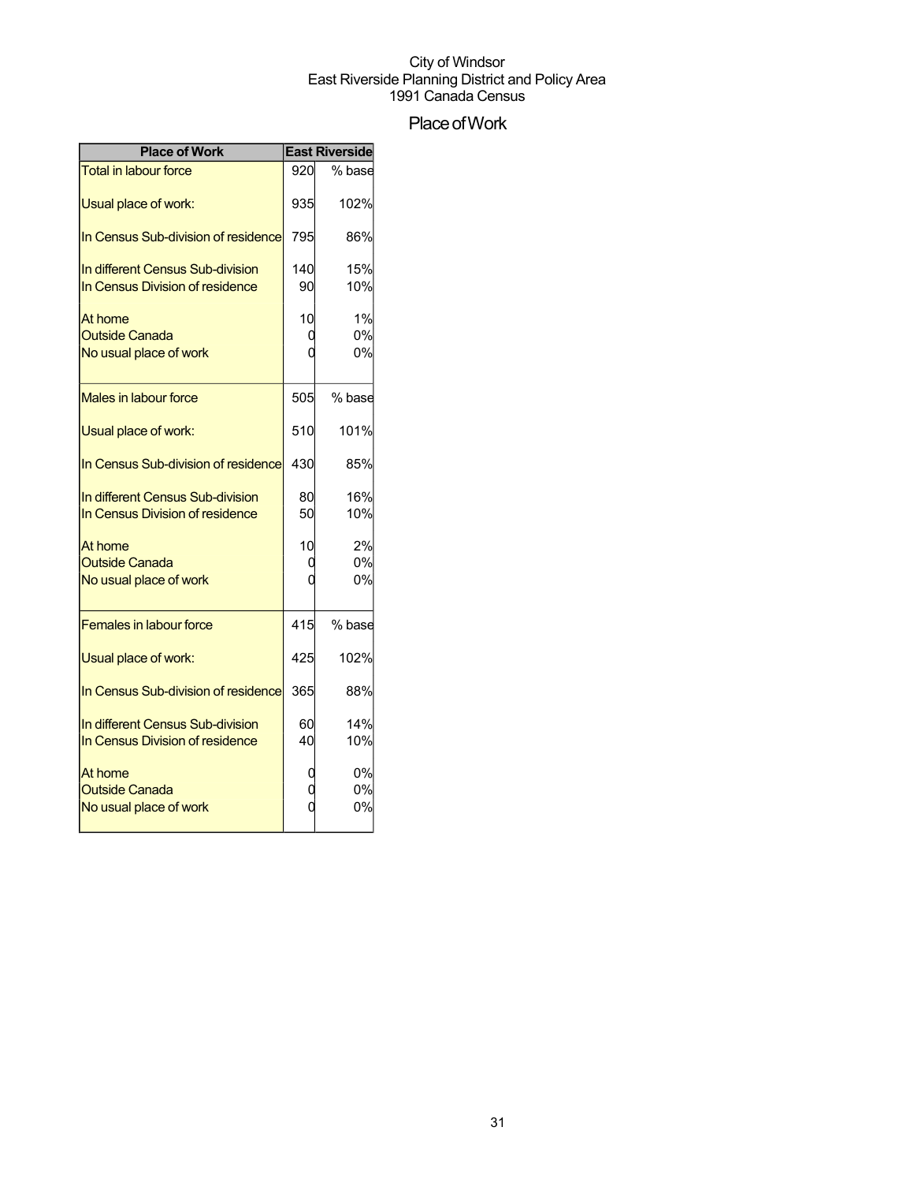City of Windsor
East Riverside Planning District and Policy Area
1991 Canada Census

# Place of Work

| Place of Work | East Riverside | |
|---|---|---|
| Total in labour force | 920 | % base |
| Usual place of work: | 935 | 102% |
| In Census Sub-division of residence | 795 | 86% |
| In different Census Sub-division | 140 | 15% |
| In Census Division of residence | 90 | 10% |
| At home | 10 | 1% |
| Outside Canada | 0 | 0% |
| No usual place of work | 0 | 0% |
| Males in labour force | 505 | % base |
| Usual place of work: | 510 | 101% |
| In Census Sub-division of residence | 430 | 85% |
| In different Census Sub-division | 80 | 16% |
| In Census Division of residence | 50 | 10% |
| At home | 10 | 2% |
| Outside Canada | 0 | 0% |
| No usual place of work | 0 | 0% |
| Females in labour force | 415 | % base |
| Usual place of work: | 425 | 102% |
| In Census Sub-division of residence | 365 | 88% |
| In different Census Sub-division | 60 | 14% |
| In Census Division of residence | 40 | 10% |
| At home | 0 | 0% |
| Outside Canada | 0 | 0% |
| No usual place of work | 0 | 0% |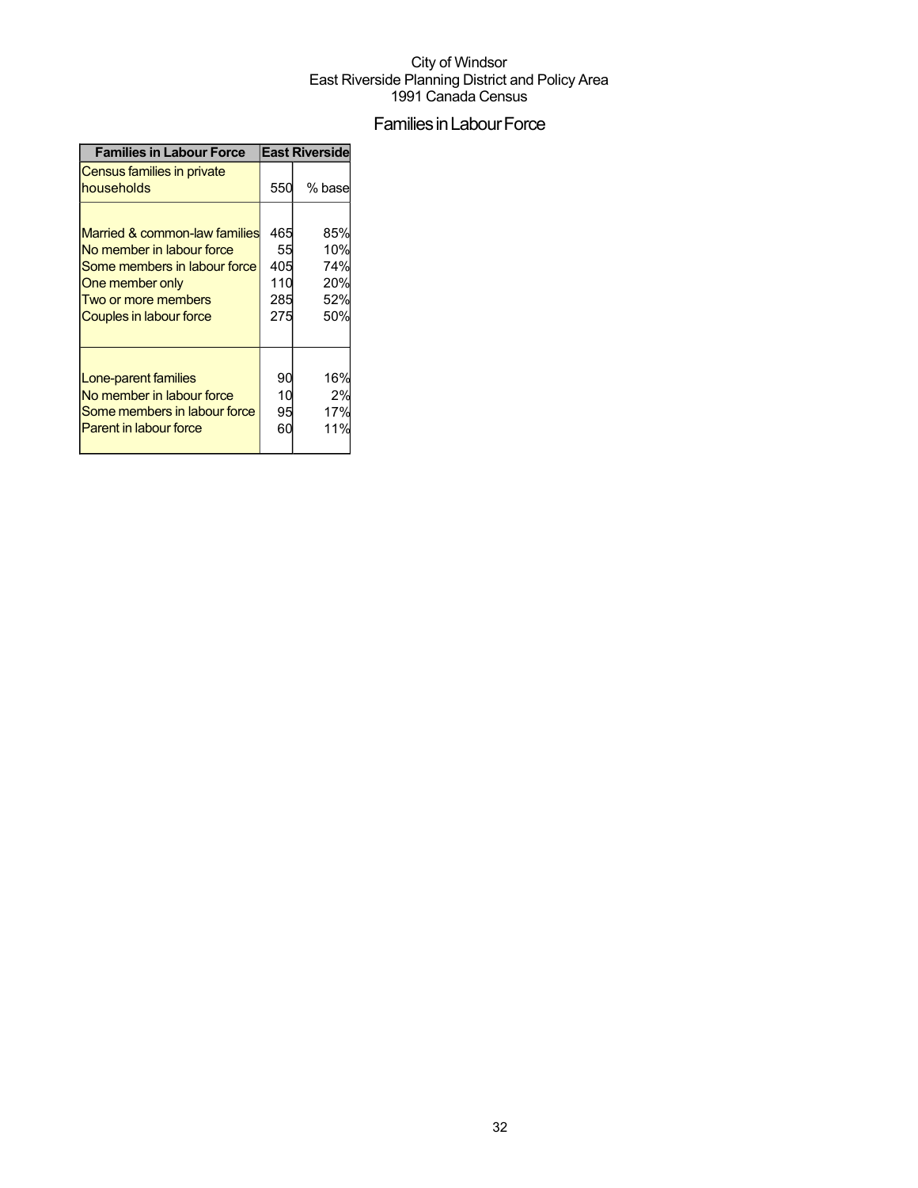City of Windsor
East Riverside Planning District and Policy Area
1991 Canada Census

# Families in Labour Force

| Families in Labour Force | East Riverside | |
|---|---|---|
| Census families in private households | 550 | % base |
| Married & common-law families | 465 | 85% |
| No member in labour force | 55 | 10% |
| Some members in labour force | 405 | 74% |
| One member only | 110 | 20% |
| Two or more members | 285 | 52% |
| Couples in labour force | 275 | 50% |
| Lone-parent families | 90 | 16% |
| No member in labour force | 10 | 2% |
| Some members in labour force | 95 | 17% |
| Parent in labour force | 60 | 11% |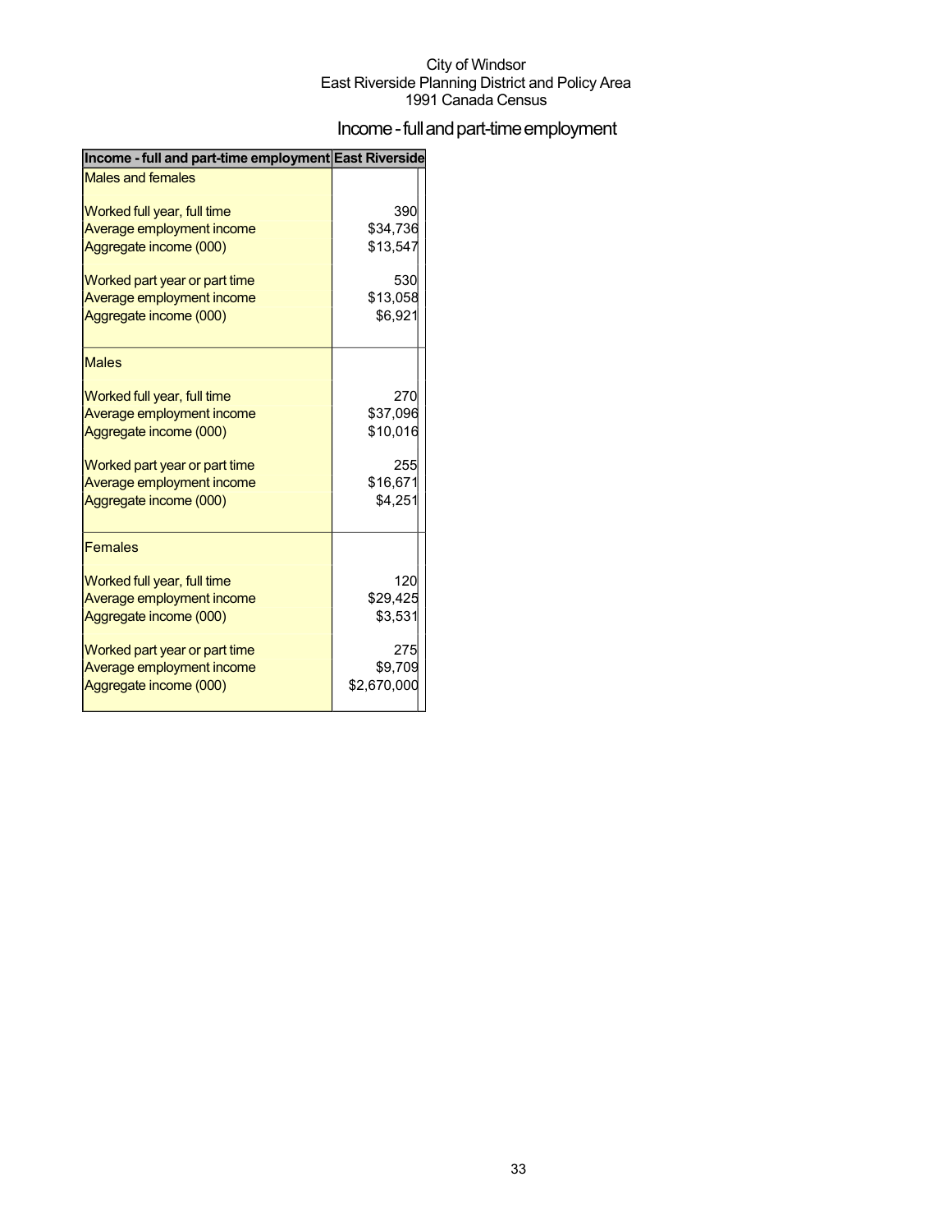City of Windsor
East Riverside Planning District and Policy Area
1991 Canada Census

# Income - full and part-time employment

| Income - full and part-time employment | East Riverside |
|---|---|
| Males and females | |
| Worked full year, full time | 390 |
| Average employment income | $34,736 |
| Aggregate income (000) | $13,547 |
| Worked part year or part time | 530 |
| Average employment income | $13,058 |
| Aggregate income (000) | $6,921 |
| Males | |
| Worked full year, full time | 270 |
| Average employment income | $37,096 |
| Aggregate income (000) | $10,016 |
| Worked part year or part time | 255 |
| Average employment income | $16,671 |
| Aggregate income (000) | $4,251 |
| Females | |
| Worked full year, full time | 120 |
| Average employment income | $29,425 |
| Aggregate income (000) | $3,531 |
| Worked part year or part time | 275 |
| Average employment income | $9,709 |
| Aggregate income (000) | $2,670,000 |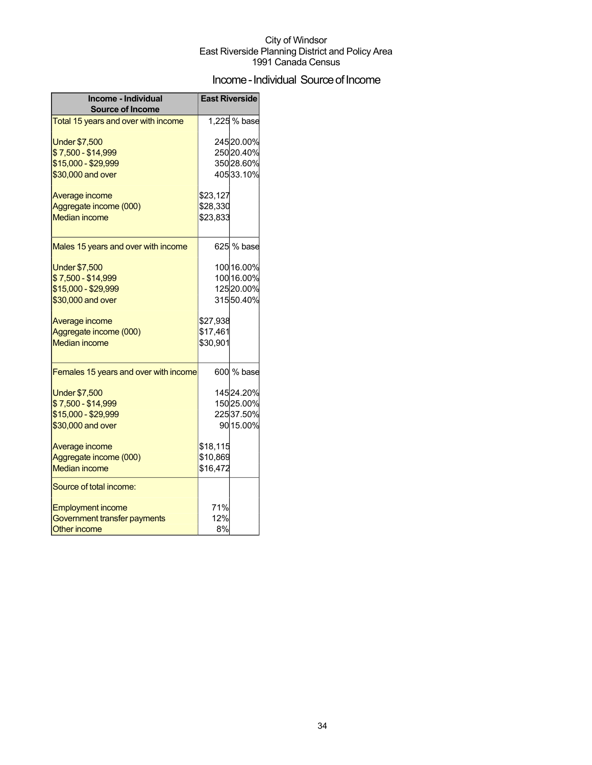City of Windsor
East Riverside Planning District and Policy Area
1991 Canada Census

## Income - Individual Source of Income

| Income - Individual Source of Income | East Riverside | |
|---|---|---|
| Total 15 years and over with income | 1,225 | % base |
| Under $7,500 | 245 | 20.00% |
| $ 7,500 - $14,999 | 250 | 20.40% |
| $15,000 - $29,999 | 350 | 28.60% |
| $30,000 and over | 405 | 33.10% |
| Average income | $23,127 | |
| Aggregate income (000) | $28,330 | |
| Median income | $23,833 | |
| Males 15 years and over with income | 625 | % base |
| Under $7,500 | 100 | 16.00% |
| $ 7,500 - $14,999 | 100 | 16.00% |
| $15,000 - $29,999 | 125 | 20.00% |
| $30,000 and over | 315 | 50.40% |
| Average income | $27,938 | |
| Aggregate income (000) | $17,461 | |
| Median income | $30,901 | |
| Females 15 years and over with income | 600 | % base |
| Under $7,500 | 145 | 24.20% |
| $ 7,500 - $14,999 | 150 | 25.00% |
| $15,000 - $29,999 | 225 | 37.50% |
| $30,000 and over | 90 | 15.00% |
| Average income | $18,115 | |
| Aggregate income (000) | $10,869 | |
| Median income | $16,472 | |
| Source of total income: | | |
| Employment income | 71% | |
| Government transfer payments | 12% | |
| Other income | 8% | |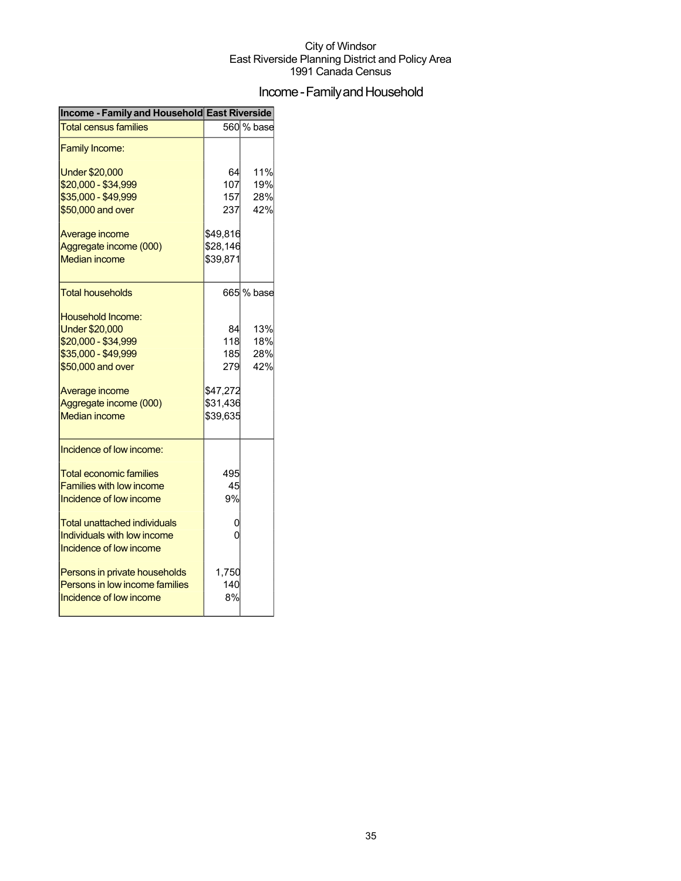City of Windsor
East Riverside Planning District and Policy Area
1991 Canada Census

# Income - Family and Household

| Income - Family and Household | East Riverside | |
|---|---|---|
| Total census families | 560 | % base |
| Family Income: | | |
| Under $20,000 | 64 | 11% |
| $20,000 - $34,999 | 107 | 19% |
| $35,000 - $49,999 | 157 | 28% |
| $50,000 and over | 237 | 42% |
| Average income | $49,816 | |
| Aggregate income (000) | $28,146 | |
| Median income | $39,871 | |
| Total households | 665 | % base |
| Household Income: | | |
| Under $20,000 | 84 | 13% |
| $20,000 - $34,999 | 118 | 18% |
| $35,000 - $49,999 | 185 | 28% |
| $50,000 and over | 279 | 42% |
| Average income | $47,272 | |
| Aggregate income (000) | $31,436 | |
| Median income | $39,635 | |
| Incidence of low income: | | |
| Total economic families | 495 | |
| Families with low income | 45 | |
| Incidence of low income | 9% | |
| Total unattached individuals | 0 | |
| Individuals with low income | 0 | |
| Incidence of low income | | |
| Persons in private households | 1,750 | |
| Persons in low income families | 140 | |
| Incidence of low income | 8% | |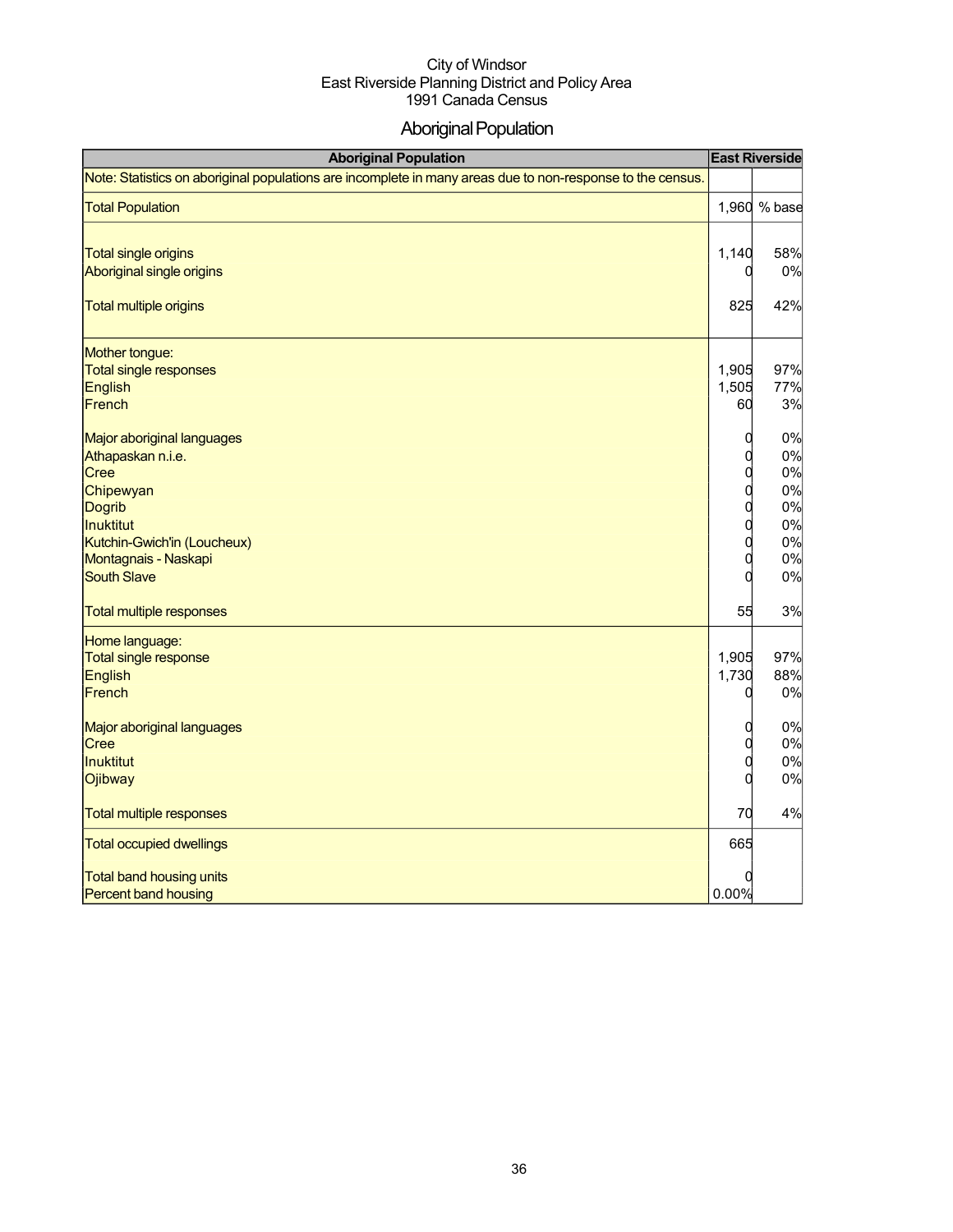City of Windsor
East Riverside Planning District and Policy Area
1991 Canada Census

# Aboriginal Population

| Aboriginal Population | East Riverside | |
|---|---|---|
| Note: Statistics on aboriginal populations are incomplete in many areas due to non-response to the census. | | |
| Total Population | 1,960 | % base |
| Total single origins | 1,140 | 58% |
| Aboriginal single origins | 0 | 0% |
| Total multiple origins | 825 | 42% |
| Mother tongue: | | |
| Total single responses | 1,905 | 97% |
| English | 1,505 | 77% |
| French | 60 | 3% |
| Major aboriginal languages | 0 | 0% |
| Athapaskan n.i.e. | 0 | 0% |
| Cree | 0 | 0% |
| Chipewyan | 0 | 0% |
| Dogrib | 0 | 0% |
| Inuktitut | 0 | 0% |
| Kutchin-Gwich'in (Loucheux) | 0 | 0% |
| Montagnais - Naskapi | 0 | 0% |
| South Slave | 0 | 0% |
| Total multiple responses | 55 | 3% |
| Home language: | | |
| Total single response | 1,905 | 97% |
| English | 1,730 | 88% |
| French | 0 | 0% |
| Major aboriginal languages | 0 | 0% |
| Cree | 0 | 0% |
| Inuktitut | 0 | 0% |
| Ojibway | 0 | 0% |
| Total multiple responses | 70 | 4% |
| Total occupied dwellings | 665 | |
| Total band housing units | 0 | |
| Percent band housing | 0.00% | |